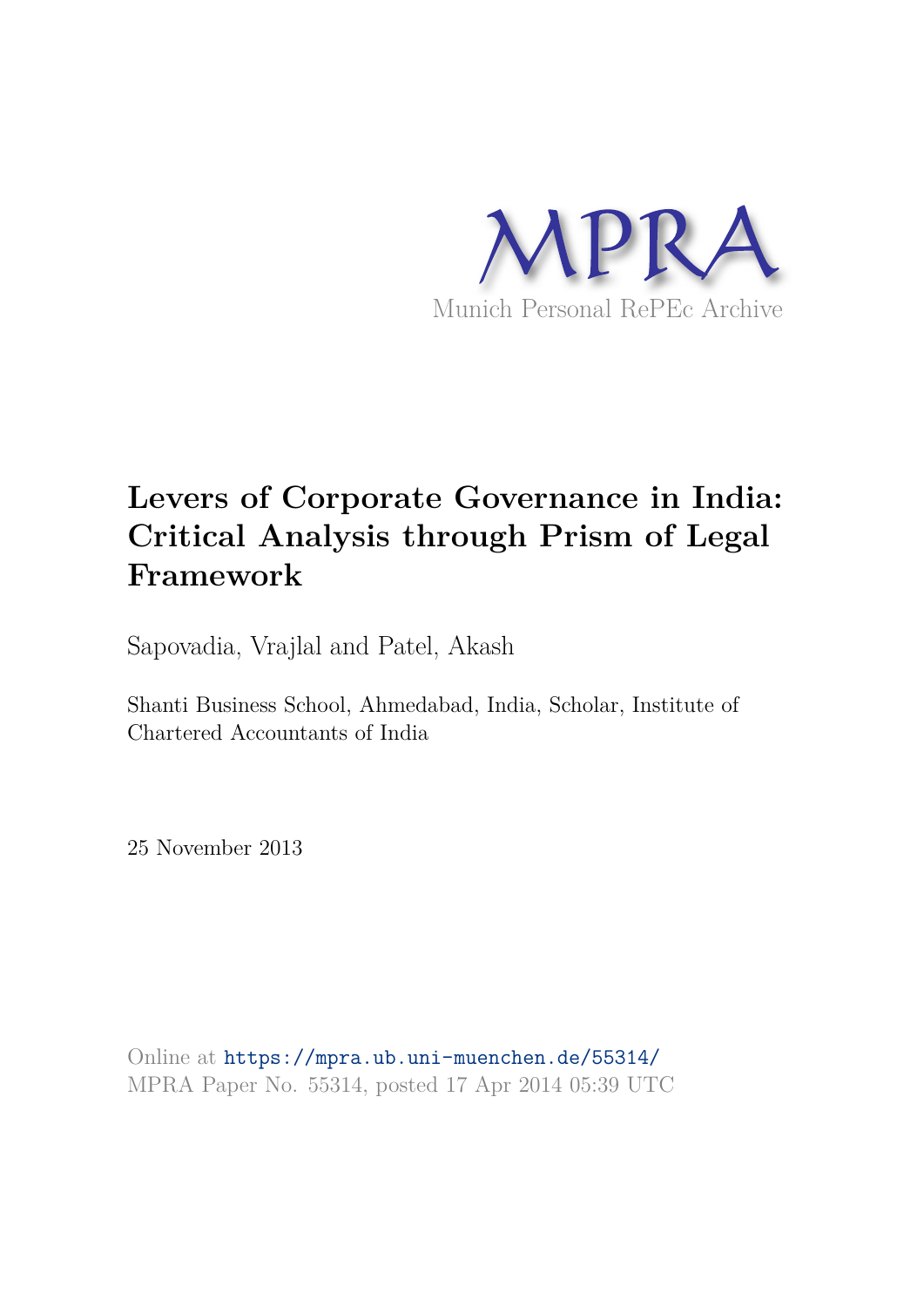MPRA

Munich Personal RePEc Archive

# Levers of Corporate Governance in India: Critical Analysis through Prism of Legal Framework

Sapovadia, Vrajlal and Patel, Akash

Shanti Business School, Ahmedabad, India, Scholar, Institute of Chartered Accountants of India

25 November 2013

Online at https://mpra.ub.uni-muenchen.de/55314/
MPRA Paper No. 55314, posted 17 Apr 2014 05:39 UTC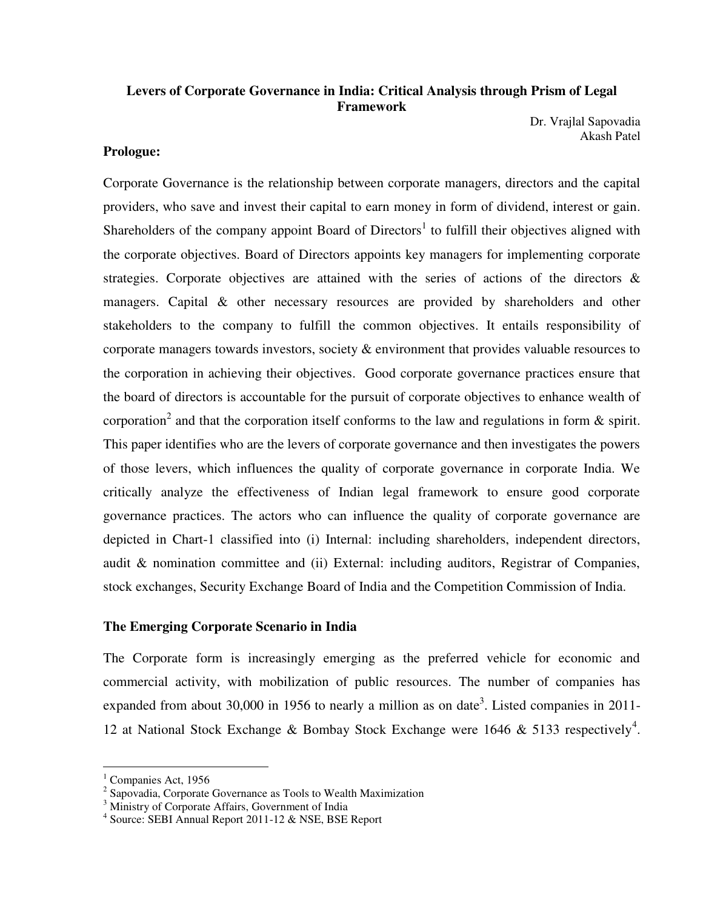**Levers of Corporate Governance in India: Critical Analysis through Prism of Legal Framework**

Dr. Vrajlal Sapovadia
Akash Patel

**Prologue:**

Corporate Governance is the relationship between corporate managers, directors and the capital providers, who save and invest their capital to earn money in form of dividend, interest or gain. Shareholders of the company appoint Board of Directors[1] to fulfill their objectives aligned with the corporate objectives. Board of Directors appoints key managers for implementing corporate strategies. Corporate objectives are attained with the series of actions of the directors & managers. Capital & other necessary resources are provided by shareholders and other stakeholders to the company to fulfill the common objectives. It entails responsibility of corporate managers towards investors, society & environment that provides valuable resources to the corporation in achieving their objectives. Good corporate governance practices ensure that the board of directors is accountable for the pursuit of corporate objectives to enhance wealth of corporation[2] and that the corporation itself conforms to the law and regulations in form & spirit. This paper identifies who are the levers of corporate governance and then investigates the powers of those levers, which influences the quality of corporate governance in corporate India. We critically analyze the effectiveness of Indian legal framework to ensure good corporate governance practices. The actors who can influence the quality of corporate governance are depicted in Chart-1 classified into (i) Internal: including shareholders, independent directors, audit & nomination committee and (ii) External: including auditors, Registrar of Companies, stock exchanges, Security Exchange Board of India and the Competition Commission of India.

**The Emerging Corporate Scenario in India**

The Corporate form is increasingly emerging as the preferred vehicle for economic and commercial activity, with mobilization of public resources. The number of companies has expanded from about 30,000 in 1956 to nearly a million as on date[3]. Listed companies in 2011-12 at National Stock Exchange & Bombay Stock Exchange were 1646 & 5133 respectively[4].

---

[1] Companies Act, 1956
[2] Sapovadia, Corporate Governance as Tools to Wealth Maximization
[3] Ministry of Corporate Affairs, Government of India
[4] Source: SEBI Annual Report 2011-12 & NSE, BSE Report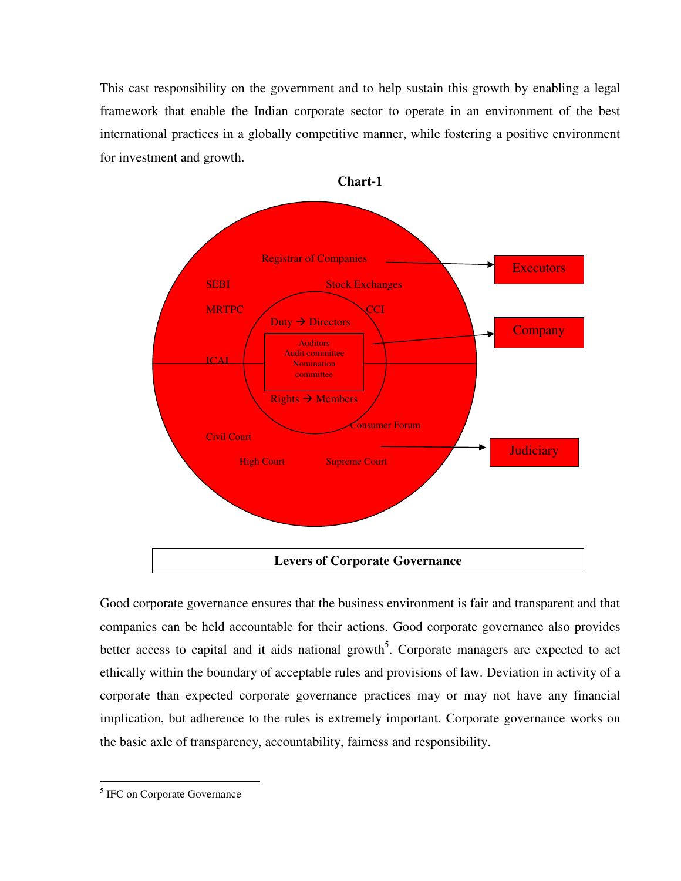This cast responsibility on the government and to help sustain this growth by enabling a legal framework that enable the Indian corporate sector to operate in an environment of the best international practices in a globally competitive manner, while fostering a positive environment for investment and growth.

**Chart-1**

Registrar of Companies → Executors

SEBI

Stock Exchanges

MRTPC

CCI

Duty → Directors

Auditors
Audit committee
Nomination committee → Company

ICAI

Rights → Members

Consumer Forum

Civil Court → Judiciary

High Court

Supreme Court

**Levers of Corporate Governance**

Good corporate governance ensures that the business environment is fair and transparent and that companies can be held accountable for their actions. Good corporate governance also provides better access to capital and it aids national growth[5]. Corporate managers are expected to act ethically within the boundary of acceptable rules and provisions of law. Deviation in activity of a corporate than expected corporate governance practices may or may not have any financial implication, but adherence to the rules is extremely important. Corporate governance works on the basic axle of transparency, accountability, fairness and responsibility.

---

[5] IFC on Corporate Governance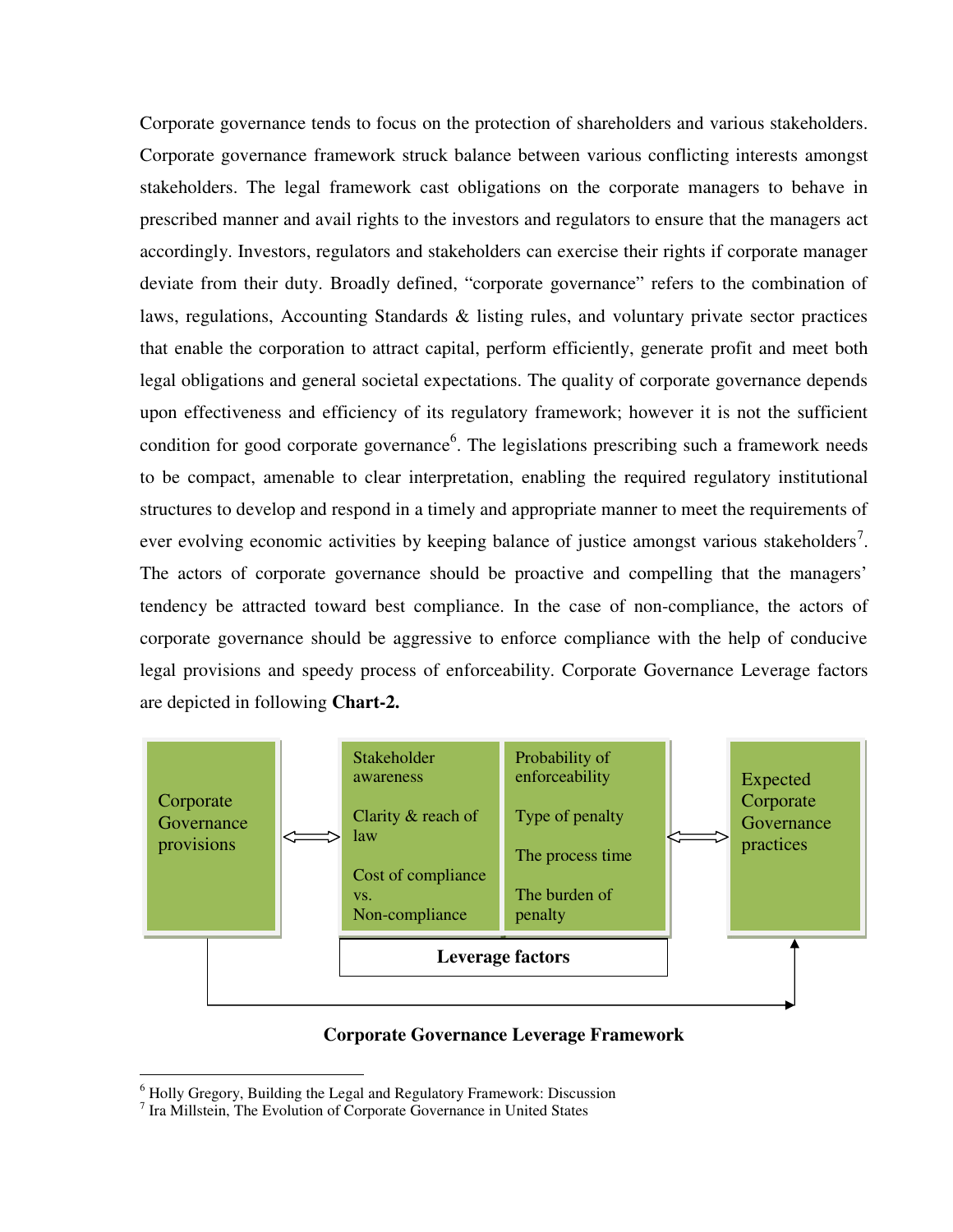Corporate governance tends to focus on the protection of shareholders and various stakeholders. Corporate governance framework struck balance between various conflicting interests amongst stakeholders. The legal framework cast obligations on the corporate managers to behave in prescribed manner and avail rights to the investors and regulators to ensure that the managers act accordingly. Investors, regulators and stakeholders can exercise their rights if corporate manager deviate from their duty. Broadly defined, "corporate governance" refers to the combination of laws, regulations, Accounting Standards & listing rules, and voluntary private sector practices that enable the corporation to attract capital, perform efficiently, generate profit and meet both legal obligations and general societal expectations. The quality of corporate governance depends upon effectiveness and efficiency of its regulatory framework; however it is not the sufficient condition for good corporate governance[6]. The legislations prescribing such a framework needs to be compact, amenable to clear interpretation, enabling the required regulatory institutional structures to develop and respond in a timely and appropriate manner to meet the requirements of ever evolving economic activities by keeping balance of justice amongst various stakeholders[7]. The actors of corporate governance should be proactive and compelling that the managers' tendency be attracted toward best compliance. In the case of non-compliance, the actors of corporate governance should be aggressive to enforce compliance with the help of conducive legal provisions and speedy process of enforceability. Corporate Governance Leverage factors are depicted in following **Chart-2.**

Corporate Governance provisions ⟺ [Leverage factors: Stakeholder awareness; Clarity & reach of law; Cost of compliance vs. Non-compliance; Probability of enforceability; Type of penalty; The process time; The burden of penalty] ⟺ Expected Corporate Governance practices

**Corporate Governance Leverage Framework**

---

[6] Holly Gregory, Building the Legal and Regulatory Framework: Discussion

[7] Ira Millstein, The Evolution of Corporate Governance in United States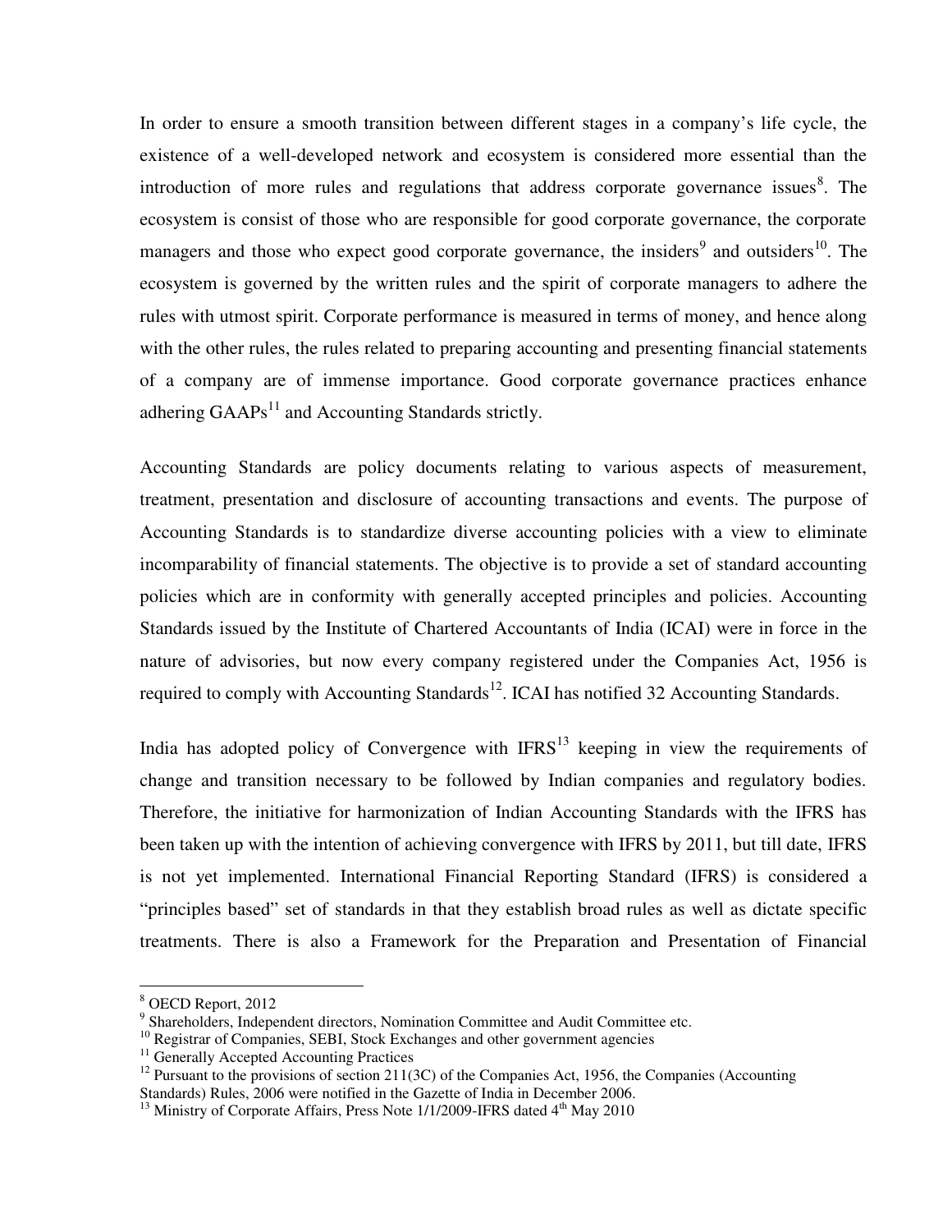In order to ensure a smooth transition between different stages in a company's life cycle, the existence of a well-developed network and ecosystem is considered more essential than the introduction of more rules and regulations that address corporate governance issues[8]. The ecosystem is consist of those who are responsible for good corporate governance, the corporate managers and those who expect good corporate governance, the insiders[9] and outsiders[10]. The ecosystem is governed by the written rules and the spirit of corporate managers to adhere the rules with utmost spirit. Corporate performance is measured in terms of money, and hence along with the other rules, the rules related to preparing accounting and presenting financial statements of a company are of immense importance. Good corporate governance practices enhance adhering GAAPs[11] and Accounting Standards strictly.

Accounting Standards are policy documents relating to various aspects of measurement, treatment, presentation and disclosure of accounting transactions and events. The purpose of Accounting Standards is to standardize diverse accounting policies with a view to eliminate incomparability of financial statements. The objective is to provide a set of standard accounting policies which are in conformity with generally accepted principles and policies. Accounting Standards issued by the Institute of Chartered Accountants of India (ICAI) were in force in the nature of advisories, but now every company registered under the Companies Act, 1956 is required to comply with Accounting Standards[12]. ICAI has notified 32 Accounting Standards.

India has adopted policy of Convergence with IFRS[13] keeping in view the requirements of change and transition necessary to be followed by Indian companies and regulatory bodies. Therefore, the initiative for harmonization of Indian Accounting Standards with the IFRS has been taken up with the intention of achieving convergence with IFRS by 2011, but till date, IFRS is not yet implemented. International Financial Reporting Standard (IFRS) is considered a "principles based" set of standards in that they establish broad rules as well as dictate specific treatments. There is also a Framework for the Preparation and Presentation of Financial

---

[8] OECD Report, 2012

[9] Shareholders, Independent directors, Nomination Committee and Audit Committee etc.

[10] Registrar of Companies, SEBI, Stock Exchanges and other government agencies

[11] Generally Accepted Accounting Practices

[12] Pursuant to the provisions of section 211(3C) of the Companies Act, 1956, the Companies (Accounting Standards) Rules, 2006 were notified in the Gazette of India in December 2006.

[13] Ministry of Corporate Affairs, Press Note 1/1/2009-IFRS dated 4th May 2010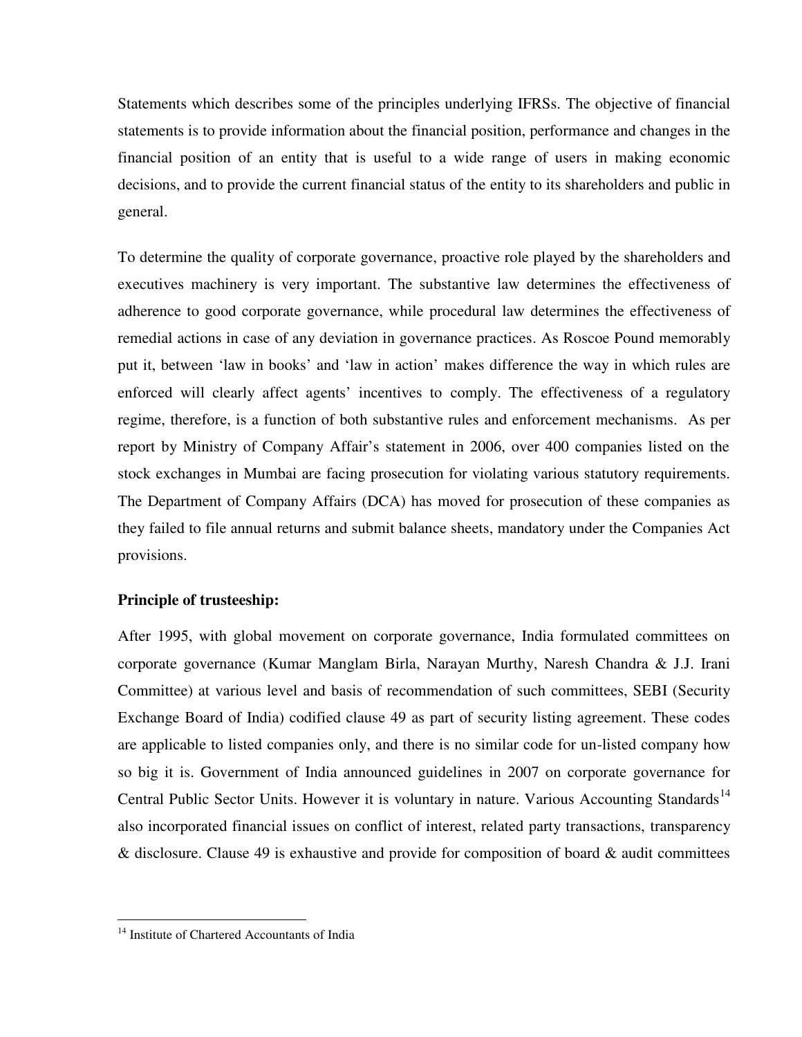Statements which describes some of the principles underlying IFRSs. The objective of financial statements is to provide information about the financial position, performance and changes in the financial position of an entity that is useful to a wide range of users in making economic decisions, and to provide the current financial status of the entity to its shareholders and public in general.

To determine the quality of corporate governance, proactive role played by the shareholders and executives machinery is very important. The substantive law determines the effectiveness of adherence to good corporate governance, while procedural law determines the effectiveness of remedial actions in case of any deviation in governance practices. As Roscoe Pound memorably put it, between 'law in books' and 'law in action' makes difference the way in which rules are enforced will clearly affect agents' incentives to comply. The effectiveness of a regulatory regime, therefore, is a function of both substantive rules and enforcement mechanisms. As per report by Ministry of Company Affair's statement in 2006, over 400 companies listed on the stock exchanges in Mumbai are facing prosecution for violating various statutory requirements. The Department of Company Affairs (DCA) has moved for prosecution of these companies as they failed to file annual returns and submit balance sheets, mandatory under the Companies Act provisions.

**Principle of trusteeship:**

After 1995, with global movement on corporate governance, India formulated committees on corporate governance (Kumar Manglam Birla, Narayan Murthy, Naresh Chandra & J.J. Irani Committee) at various level and basis of recommendation of such committees, SEBI (Security Exchange Board of India) codified clause 49 as part of security listing agreement. These codes are applicable to listed companies only, and there is no similar code for un-listed company how so big it is. Government of India announced guidelines in 2007 on corporate governance for Central Public Sector Units. However it is voluntary in nature. Various Accounting Standards[14] also incorporated financial issues on conflict of interest, related party transactions, transparency & disclosure. Clause 49 is exhaustive and provide for composition of board & audit committees

---

[14] Institute of Chartered Accountants of India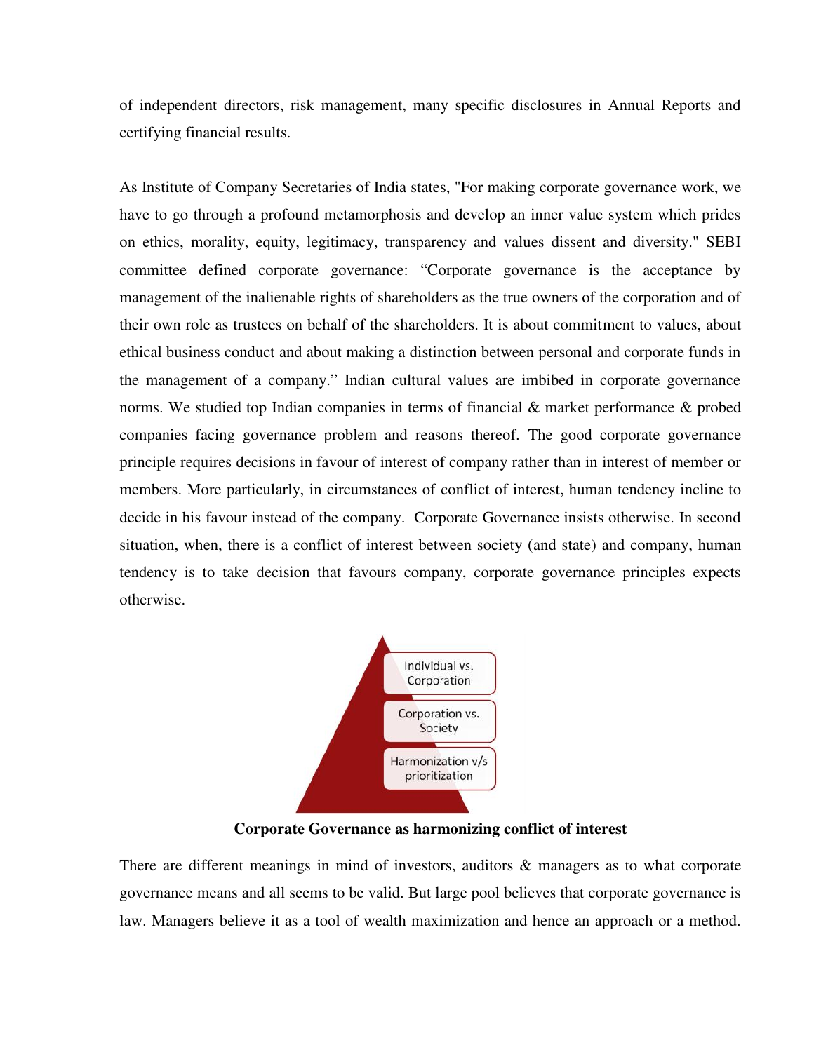of independent directors, risk management, many specific disclosures in Annual Reports and certifying financial results.

As Institute of Company Secretaries of India states, "For making corporate governance work, we have to go through a profound metamorphosis and develop an inner value system which prides on ethics, morality, equity, legitimacy, transparency and values dissent and diversity." SEBI committee defined corporate governance: "Corporate governance is the acceptance by management of the inalienable rights of shareholders as the true owners of the corporation and of their own role as trustees on behalf of the shareholders. It is about commitment to values, about ethical business conduct and about making a distinction between personal and corporate funds in the management of a company." Indian cultural values are imbibed in corporate governance norms. We studied top Indian companies in terms of financial & market performance & probed companies facing governance problem and reasons thereof. The good corporate governance principle requires decisions in favour of interest of company rather than in interest of member or members. More particularly, in circumstances of conflict of interest, human tendency incline to decide in his favour instead of the company. Corporate Governance insists otherwise. In second situation, when, there is a conflict of interest between society (and state) and company, human tendency is to take decision that favours company, corporate governance principles expects otherwise.

Individual vs. Corporation

Corporation vs. Society

Harmonization v/s prioritization

**Corporate Governance as harmonizing conflict of interest**

There are different meanings in mind of investors, auditors & managers as to what corporate governance means and all seems to be valid. But large pool believes that corporate governance is law. Managers believe it as a tool of wealth maximization and hence an approach or a method.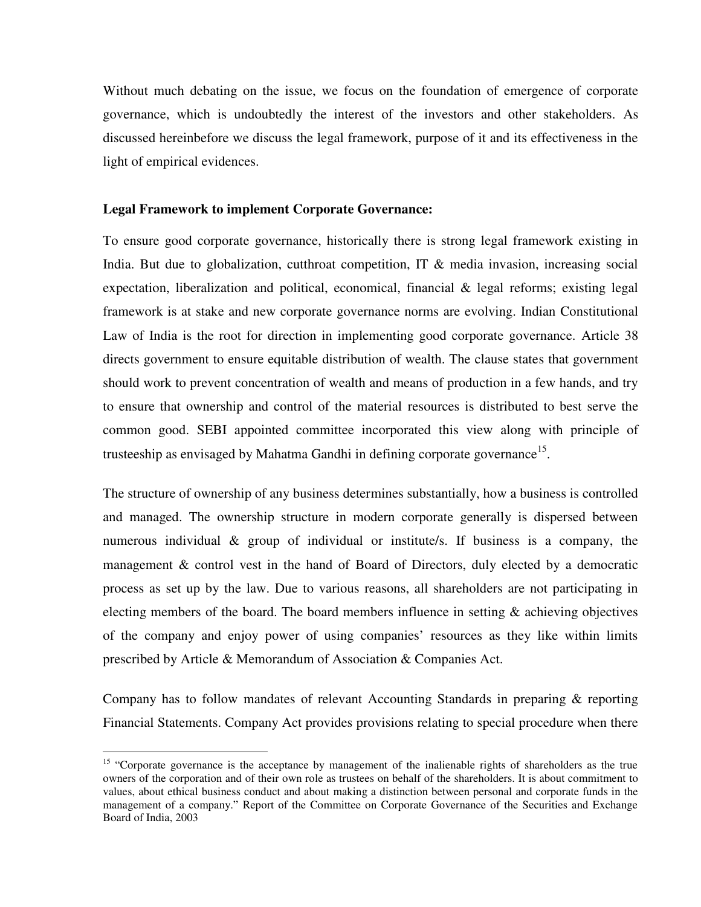Without much debating on the issue, we focus on the foundation of emergence of corporate governance, which is undoubtedly the interest of the investors and other stakeholders. As discussed hereinbefore we discuss the legal framework, purpose of it and its effectiveness in the light of empirical evidences.

**Legal Framework to implement Corporate Governance:**

To ensure good corporate governance, historically there is strong legal framework existing in India. But due to globalization, cutthroat competition, IT & media invasion, increasing social expectation, liberalization and political, economical, financial & legal reforms; existing legal framework is at stake and new corporate governance norms are evolving. Indian Constitutional Law of India is the root for direction in implementing good corporate governance. Article 38 directs government to ensure equitable distribution of wealth. The clause states that government should work to prevent concentration of wealth and means of production in a few hands, and try to ensure that ownership and control of the material resources is distributed to best serve the common good. SEBI appointed committee incorporated this view along with principle of trusteeship as envisaged by Mahatma Gandhi in defining corporate governance[15].

The structure of ownership of any business determines substantially, how a business is controlled and managed. The ownership structure in modern corporate generally is dispersed between numerous individual & group of individual or institute/s. If business is a company, the management & control vest in the hand of Board of Directors, duly elected by a democratic process as set up by the law. Due to various reasons, all shareholders are not participating in electing members of the board. The board members influence in setting & achieving objectives of the company and enjoy power of using companies' resources as they like within limits prescribed by Article & Memorandum of Association & Companies Act.

Company has to follow mandates of relevant Accounting Standards in preparing & reporting Financial Statements. Company Act provides provisions relating to special procedure when there

---

[15] "Corporate governance is the acceptance by management of the inalienable rights of shareholders as the true owners of the corporation and of their own role as trustees on behalf of the shareholders. It is about commitment to values, about ethical business conduct and about making a distinction between personal and corporate funds in the management of a company." Report of the Committee on Corporate Governance of the Securities and Exchange Board of India, 2003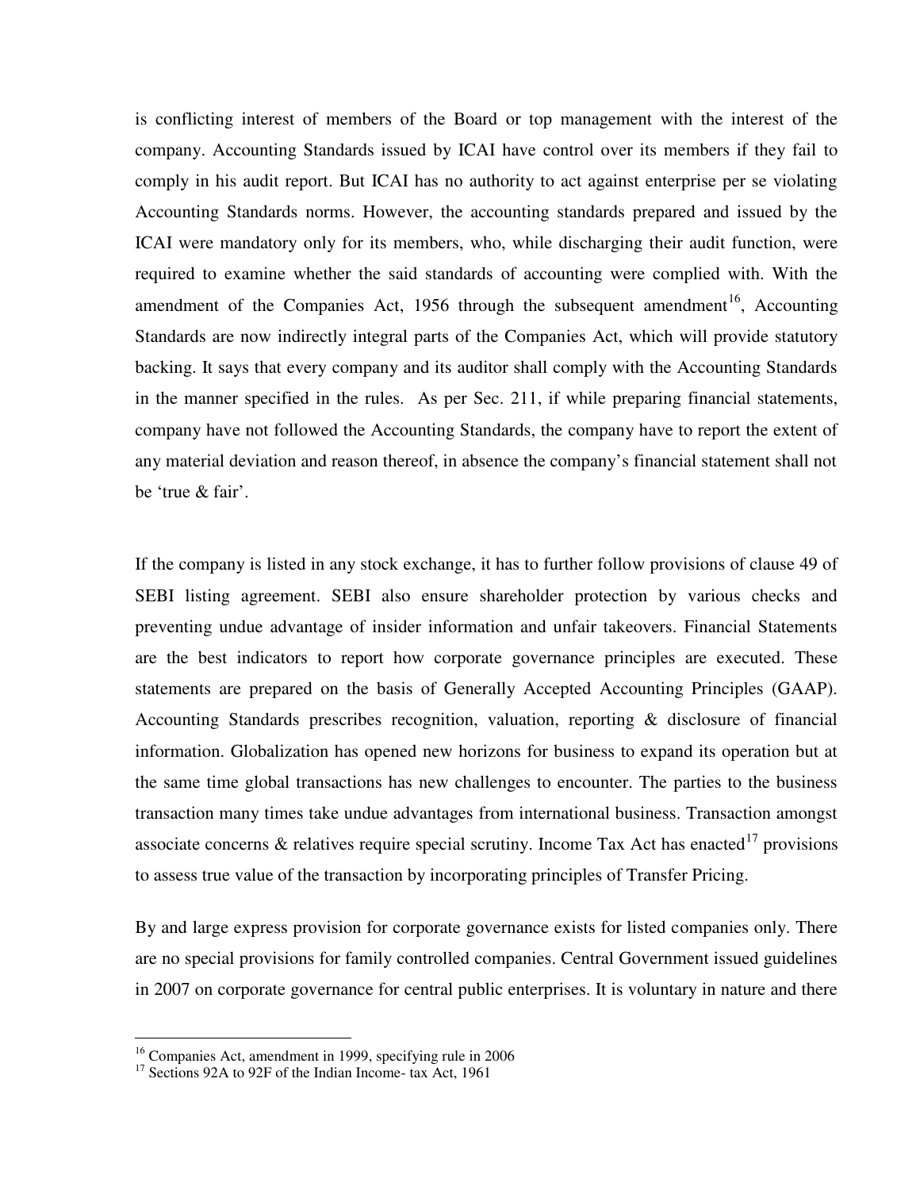is conflicting interest of members of the Board or top management with the interest of the company. Accounting Standards issued by ICAI have control over its members if they fail to comply in his audit report. But ICAI has no authority to act against enterprise per se violating Accounting Standards norms. However, the accounting standards prepared and issued by the ICAI were mandatory only for its members, who, while discharging their audit function, were required to examine whether the said standards of accounting were complied with. With the amendment of the Companies Act, 1956 through the subsequent amendment[16], Accounting Standards are now indirectly integral parts of the Companies Act, which will provide statutory backing. It says that every company and its auditor shall comply with the Accounting Standards in the manner specified in the rules. As per Sec. 211, if while preparing financial statements, company have not followed the Accounting Standards, the company have to report the extent of any material deviation and reason thereof, in absence the company's financial statement shall not be 'true & fair'.

If the company is listed in any stock exchange, it has to further follow provisions of clause 49 of SEBI listing agreement. SEBI also ensure shareholder protection by various checks and preventing undue advantage of insider information and unfair takeovers. Financial Statements are the best indicators to report how corporate governance principles are executed. These statements are prepared on the basis of Generally Accepted Accounting Principles (GAAP). Accounting Standards prescribes recognition, valuation, reporting & disclosure of financial information. Globalization has opened new horizons for business to expand its operation but at the same time global transactions has new challenges to encounter. The parties to the business transaction many times take undue advantages from international business. Transaction amongst associate concerns & relatives require special scrutiny. Income Tax Act has enacted[17] provisions to assess true value of the transaction by incorporating principles of Transfer Pricing.

By and large express provision for corporate governance exists for listed companies only. There are no special provisions for family controlled companies. Central Government issued guidelines in 2007 on corporate governance for central public enterprises. It is voluntary in nature and there

---

[16] Companies Act, amendment in 1999, specifying rule in 2006

[17] Sections 92A to 92F of the Indian Income- tax Act, 1961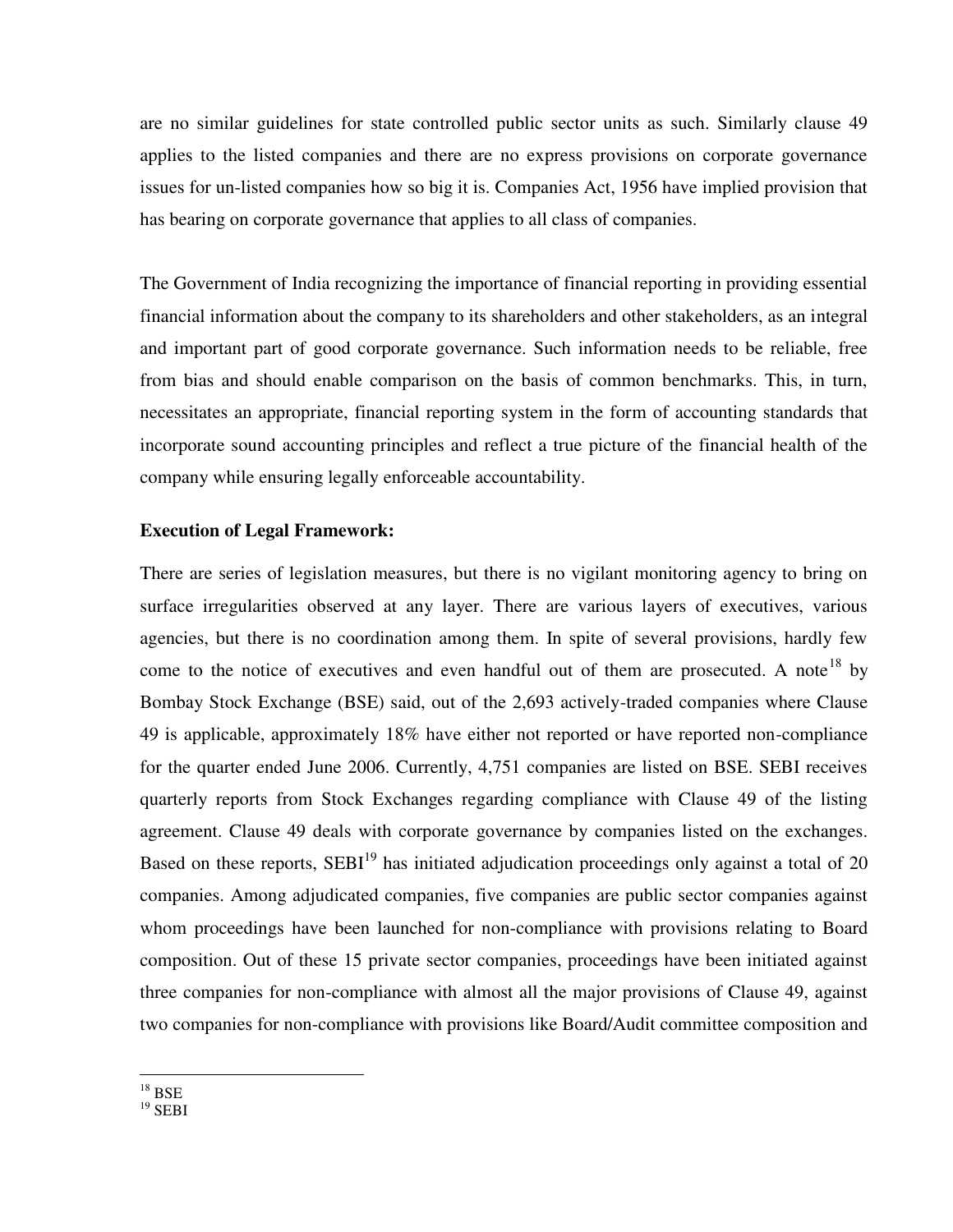are no similar guidelines for state controlled public sector units as such. Similarly clause 49 applies to the listed companies and there are no express provisions on corporate governance issues for un-listed companies how so big it is. Companies Act, 1956 have implied provision that has bearing on corporate governance that applies to all class of companies.

The Government of India recognizing the importance of financial reporting in providing essential financial information about the company to its shareholders and other stakeholders, as an integral and important part of good corporate governance. Such information needs to be reliable, free from bias and should enable comparison on the basis of common benchmarks. This, in turn, necessitates an appropriate, financial reporting system in the form of accounting standards that incorporate sound accounting principles and reflect a true picture of the financial health of the company while ensuring legally enforceable accountability.

**Execution of Legal Framework:**

There are series of legislation measures, but there is no vigilant monitoring agency to bring on surface irregularities observed at any layer. There are various layers of executives, various agencies, but there is no coordination among them. In spite of several provisions, hardly few come to the notice of executives and even handful out of them are prosecuted. A note[18] by Bombay Stock Exchange (BSE) said, out of the 2,693 actively-traded companies where Clause 49 is applicable, approximately 18% have either not reported or have reported non-compliance for the quarter ended June 2006. Currently, 4,751 companies are listed on BSE. SEBI receives quarterly reports from Stock Exchanges regarding compliance with Clause 49 of the listing agreement. Clause 49 deals with corporate governance by companies listed on the exchanges. Based on these reports, SEBI[19] has initiated adjudication proceedings only against a total of 20 companies. Among adjudicated companies, five companies are public sector companies against whom proceedings have been launched for non-compliance with provisions relating to Board composition. Out of these 15 private sector companies, proceedings have been initiated against three companies for non-compliance with almost all the major provisions of Clause 49, against two companies for non-compliance with provisions like Board/Audit committee composition and

[18] BSE

[19] SEBI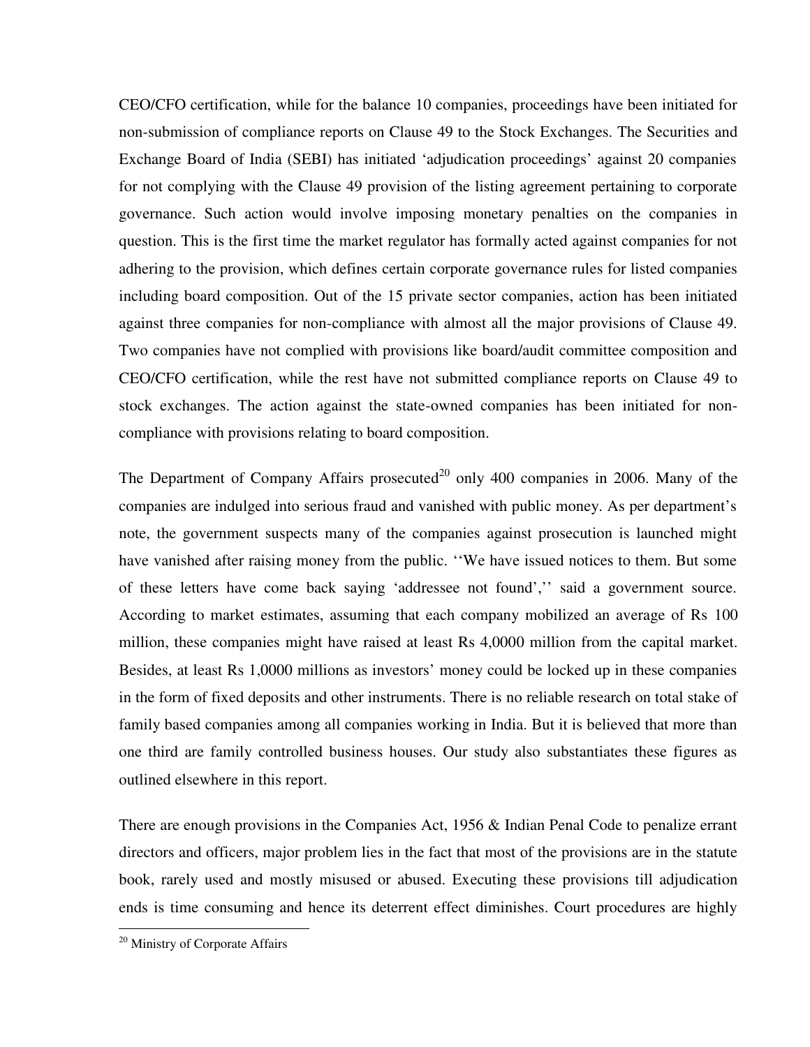CEO/CFO certification, while for the balance 10 companies, proceedings have been initiated for non-submission of compliance reports on Clause 49 to the Stock Exchanges. The Securities and Exchange Board of India (SEBI) has initiated 'adjudication proceedings' against 20 companies for not complying with the Clause 49 provision of the listing agreement pertaining to corporate governance. Such action would involve imposing monetary penalties on the companies in question. This is the first time the market regulator has formally acted against companies for not adhering to the provision, which defines certain corporate governance rules for listed companies including board composition. Out of the 15 private sector companies, action has been initiated against three companies for non-compliance with almost all the major provisions of Clause 49. Two companies have not complied with provisions like board/audit committee composition and CEO/CFO certification, while the rest have not submitted compliance reports on Clause 49 to stock exchanges. The action against the state-owned companies has been initiated for non-compliance with provisions relating to board composition.

The Department of Company Affairs prosecuted[20] only 400 companies in 2006. Many of the companies are indulged into serious fraud and vanished with public money. As per department's note, the government suspects many of the companies against prosecution is launched might have vanished after raising money from the public. ''We have issued notices to them. But some of these letters have come back saying 'addressee not found','' said a government source. According to market estimates, assuming that each company mobilized an average of Rs 100 million, these companies might have raised at least Rs 4,0000 million from the capital market. Besides, at least Rs 1,0000 millions as investors' money could be locked up in these companies in the form of fixed deposits and other instruments. There is no reliable research on total stake of family based companies among all companies working in India. But it is believed that more than one third are family controlled business houses. Our study also substantiates these figures as outlined elsewhere in this report.

There are enough provisions in the Companies Act, 1956 & Indian Penal Code to penalize errant directors and officers, major problem lies in the fact that most of the provisions are in the statute book, rarely used and mostly misused or abused. Executing these provisions till adjudication ends is time consuming and hence its deterrent effect diminishes. Court procedures are highly

[20] Ministry of Corporate Affairs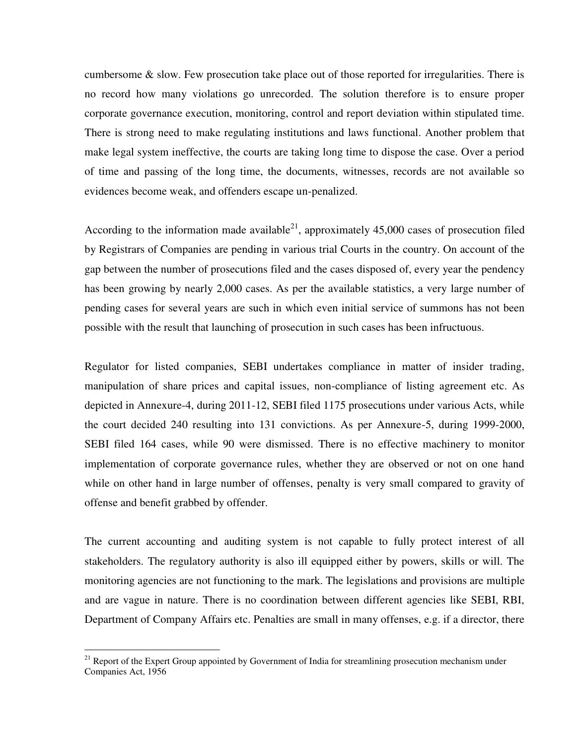cumbersome & slow. Few prosecution take place out of those reported for irregularities. There is no record how many violations go unrecorded. The solution therefore is to ensure proper corporate governance execution, monitoring, control and report deviation within stipulated time. There is strong need to make regulating institutions and laws functional. Another problem that make legal system ineffective, the courts are taking long time to dispose the case. Over a period of time and passing of the long time, the documents, witnesses, records are not available so evidences become weak, and offenders escape un-penalized.

According to the information made available[21], approximately 45,000 cases of prosecution filed by Registrars of Companies are pending in various trial Courts in the country. On account of the gap between the number of prosecutions filed and the cases disposed of, every year the pendency has been growing by nearly 2,000 cases. As per the available statistics, a very large number of pending cases for several years are such in which even initial service of summons has not been possible with the result that launching of prosecution in such cases has been infructuous.

Regulator for listed companies, SEBI undertakes compliance in matter of insider trading, manipulation of share prices and capital issues, non-compliance of listing agreement etc. As depicted in Annexure-4, during 2011-12, SEBI filed 1175 prosecutions under various Acts, while the court decided 240 resulting into 131 convictions. As per Annexure-5, during 1999-2000, SEBI filed 164 cases, while 90 were dismissed. There is no effective machinery to monitor implementation of corporate governance rules, whether they are observed or not on one hand while on other hand in large number of offenses, penalty is very small compared to gravity of offense and benefit grabbed by offender.

The current accounting and auditing system is not capable to fully protect interest of all stakeholders. The regulatory authority is also ill equipped either by powers, skills or will. The monitoring agencies are not functioning to the mark. The legislations and provisions are multiple and are vague in nature. There is no coordination between different agencies like SEBI, RBI, Department of Company Affairs etc. Penalties are small in many offenses, e.g. if a director, there

---

[21] Report of the Expert Group appointed by Government of India for streamlining prosecution mechanism under Companies Act, 1956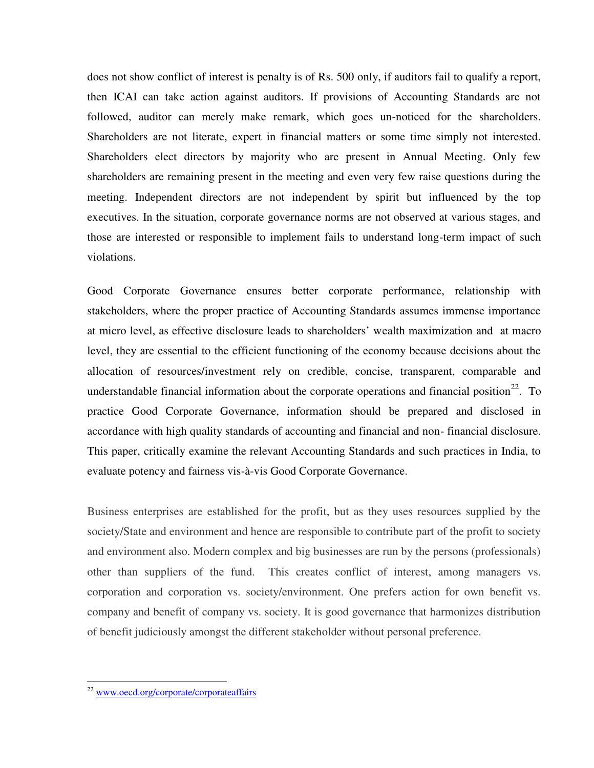does not show conflict of interest is penalty is of Rs. 500 only, if auditors fail to qualify a report, then ICAI can take action against auditors. If provisions of Accounting Standards are not followed, auditor can merely make remark, which goes un-noticed for the shareholders. Shareholders are not literate, expert in financial matters or some time simply not interested. Shareholders elect directors by majority who are present in Annual Meeting. Only few shareholders are remaining present in the meeting and even very few raise questions during the meeting. Independent directors are not independent by spirit but influenced by the top executives. In the situation, corporate governance norms are not observed at various stages, and those are interested or responsible to implement fails to understand long-term impact of such violations.

Good Corporate Governance ensures better corporate performance, relationship with stakeholders, where the proper practice of Accounting Standards assumes immense importance at micro level, as effective disclosure leads to shareholders' wealth maximization and at macro level, they are essential to the efficient functioning of the economy because decisions about the allocation of resources/investment rely on credible, concise, transparent, comparable and understandable financial information about the corporate operations and financial position[22]. To practice Good Corporate Governance, information should be prepared and disclosed in accordance with high quality standards of accounting and financial and non- financial disclosure. This paper, critically examine the relevant Accounting Standards and such practices in India, to evaluate potency and fairness vis-à-vis Good Corporate Governance.

Business enterprises are established for the profit, but as they uses resources supplied by the society/State and environment and hence are responsible to contribute part of the profit to society and environment also. Modern complex and big businesses are run by the persons (professionals) other than suppliers of the fund. This creates conflict of interest, among managers vs. corporation and corporation vs. society/environment. One prefers action for own benefit vs. company and benefit of company vs. society. It is good governance that harmonizes distribution of benefit judiciously amongst the different stakeholder without personal preference.

---

[22] www.oecd.org/corporate/corporateaffairs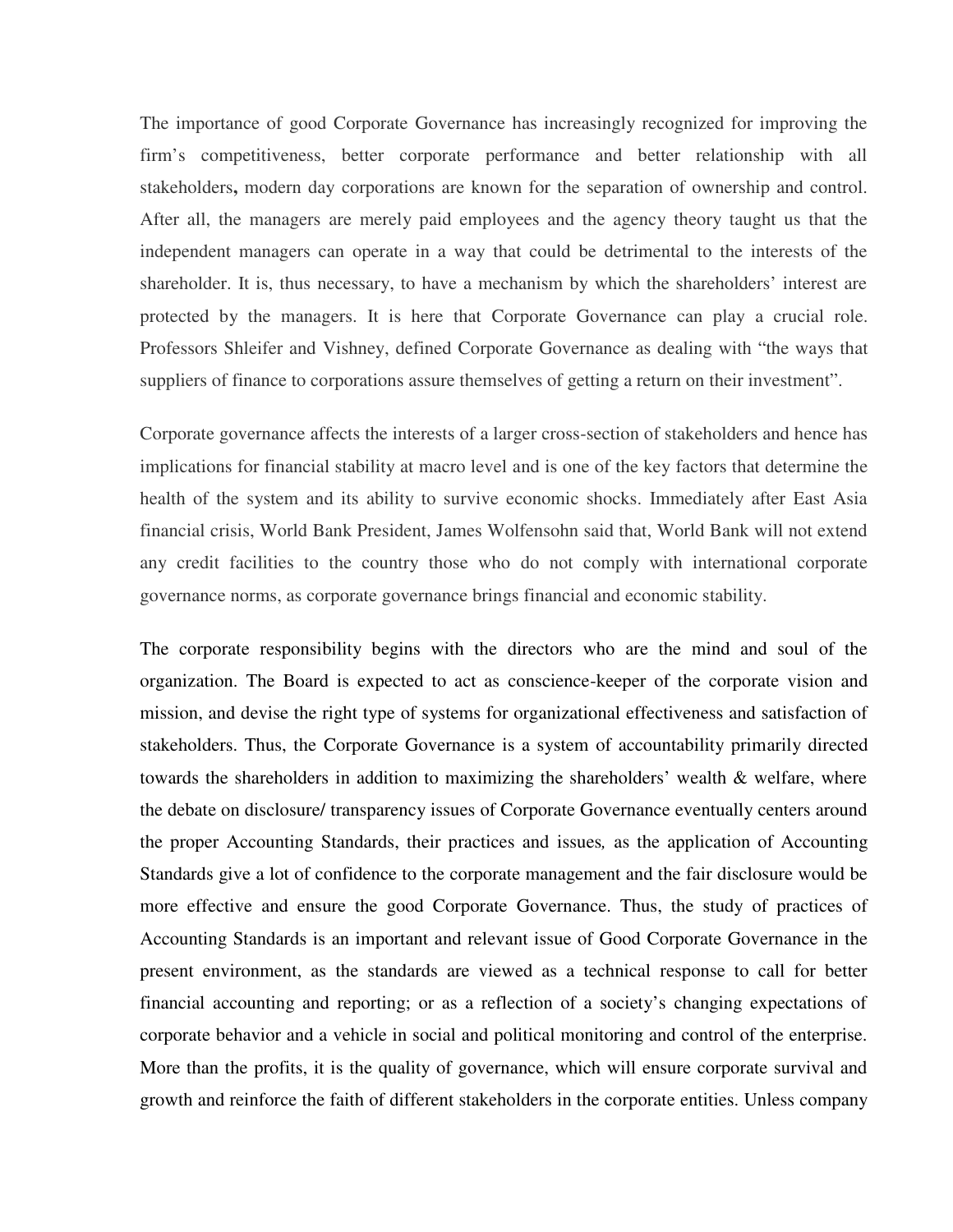The importance of good Corporate Governance has increasingly recognized for improving the firm's competitiveness, better corporate performance and better relationship with all stakeholders**,** modern day corporations are known for the separation of ownership and control. After all, the managers are merely paid employees and the agency theory taught us that the independent managers can operate in a way that could be detrimental to the interests of the shareholder. It is, thus necessary, to have a mechanism by which the shareholders' interest are protected by the managers. It is here that Corporate Governance can play a crucial role. Professors Shleifer and Vishney, defined Corporate Governance as dealing with "the ways that suppliers of finance to corporations assure themselves of getting a return on their investment".

Corporate governance affects the interests of a larger cross-section of stakeholders and hence has implications for financial stability at macro level and is one of the key factors that determine the health of the system and its ability to survive economic shocks. Immediately after East Asia financial crisis, World Bank President, James Wolfensohn said that, World Bank will not extend any credit facilities to the country those who do not comply with international corporate governance norms, as corporate governance brings financial and economic stability.

The corporate responsibility begins with the directors who are the mind and soul of the organization. The Board is expected to act as conscience-keeper of the corporate vision and mission, and devise the right type of systems for organizational effectiveness and satisfaction of stakeholders. Thus, the Corporate Governance is a system of accountability primarily directed towards the shareholders in addition to maximizing the shareholders' wealth & welfare, where the debate on disclosure/ transparency issues of Corporate Governance eventually centers around the proper Accounting Standards, their practices and issues*,* as the application of Accounting Standards give a lot of confidence to the corporate management and the fair disclosure would be more effective and ensure the good Corporate Governance. Thus, the study of practices of Accounting Standards is an important and relevant issue of Good Corporate Governance in the present environment, as the standards are viewed as a technical response to call for better financial accounting and reporting; or as a reflection of a society's changing expectations of corporate behavior and a vehicle in social and political monitoring and control of the enterprise. More than the profits, it is the quality of governance, which will ensure corporate survival and growth and reinforce the faith of different stakeholders in the corporate entities. Unless company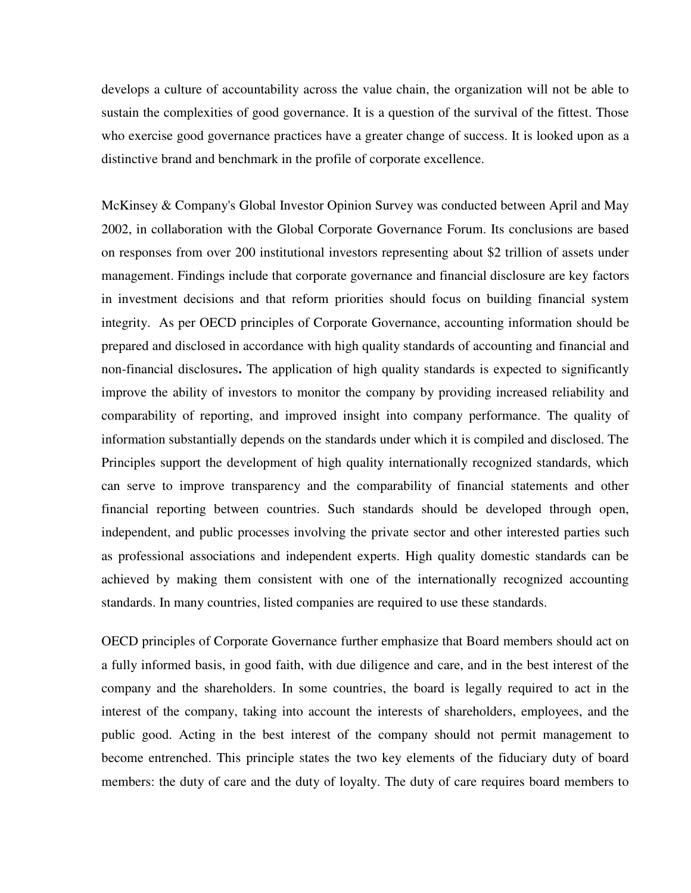develops a culture of accountability across the value chain, the organization will not be able to sustain the complexities of good governance. It is a question of the survival of the fittest. Those who exercise good governance practices have a greater change of success. It is looked upon as a distinctive brand and benchmark in the profile of corporate excellence.

McKinsey & Company's Global Investor Opinion Survey was conducted between April and May 2002, in collaboration with the Global Corporate Governance Forum. Its conclusions are based on responses from over 200 institutional investors representing about $2 trillion of assets under management. Findings include that corporate governance and financial disclosure are key factors in investment decisions and that reform priorities should focus on building financial system integrity. As per OECD principles of Corporate Governance, accounting information should be prepared and disclosed in accordance with high quality standards of accounting and financial and non-financial disclosures**.** The application of high quality standards is expected to significantly improve the ability of investors to monitor the company by providing increased reliability and comparability of reporting, and improved insight into company performance. The quality of information substantially depends on the standards under which it is compiled and disclosed. The Principles support the development of high quality internationally recognized standards, which can serve to improve transparency and the comparability of financial statements and other financial reporting between countries. Such standards should be developed through open, independent, and public processes involving the private sector and other interested parties such as professional associations and independent experts. High quality domestic standards can be achieved by making them consistent with one of the internationally recognized accounting standards. In many countries, listed companies are required to use these standards.

OECD principles of Corporate Governance further emphasize that Board members should act on a fully informed basis, in good faith, with due diligence and care, and in the best interest of the company and the shareholders. In some countries, the board is legally required to act in the interest of the company, taking into account the interests of shareholders, employees, and the public good. Acting in the best interest of the company should not permit management to become entrenched. This principle states the two key elements of the fiduciary duty of board members: the duty of care and the duty of loyalty. The duty of care requires board members to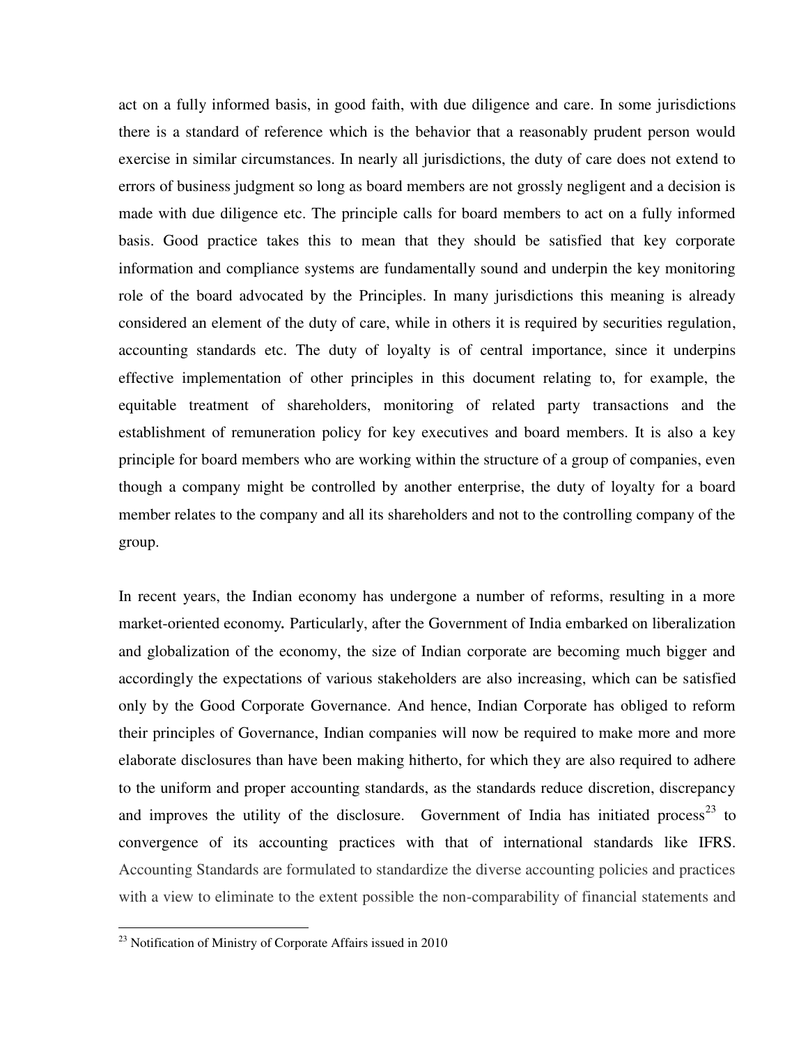act on a fully informed basis, in good faith, with due diligence and care. In some jurisdictions there is a standard of reference which is the behavior that a reasonably prudent person would exercise in similar circumstances. In nearly all jurisdictions, the duty of care does not extend to errors of business judgment so long as board members are not grossly negligent and a decision is made with due diligence etc. The principle calls for board members to act on a fully informed basis. Good practice takes this to mean that they should be satisfied that key corporate information and compliance systems are fundamentally sound and underpin the key monitoring role of the board advocated by the Principles. In many jurisdictions this meaning is already considered an element of the duty of care, while in others it is required by securities regulation, accounting standards etc. The duty of loyalty is of central importance, since it underpins effective implementation of other principles in this document relating to, for example, the equitable treatment of shareholders, monitoring of related party transactions and the establishment of remuneration policy for key executives and board members. It is also a key principle for board members who are working within the structure of a group of companies, even though a company might be controlled by another enterprise, the duty of loyalty for a board member relates to the company and all its shareholders and not to the controlling company of the group.

In recent years, the Indian economy has undergone a number of reforms, resulting in a more market-oriented economy**.** Particularly, after the Government of India embarked on liberalization and globalization of the economy, the size of Indian corporate are becoming much bigger and accordingly the expectations of various stakeholders are also increasing, which can be satisfied only by the Good Corporate Governance. And hence, Indian Corporate has obliged to reform their principles of Governance, Indian companies will now be required to make more and more elaborate disclosures than have been making hitherto, for which they are also required to adhere to the uniform and proper accounting standards, as the standards reduce discretion, discrepancy and improves the utility of the disclosure. Government of India has initiated process[23] to convergence of its accounting practices with that of international standards like IFRS. Accounting Standards are formulated to standardize the diverse accounting policies and practices with a view to eliminate to the extent possible the non-comparability of financial statements and

[23] Notification of Ministry of Corporate Affairs issued in 2010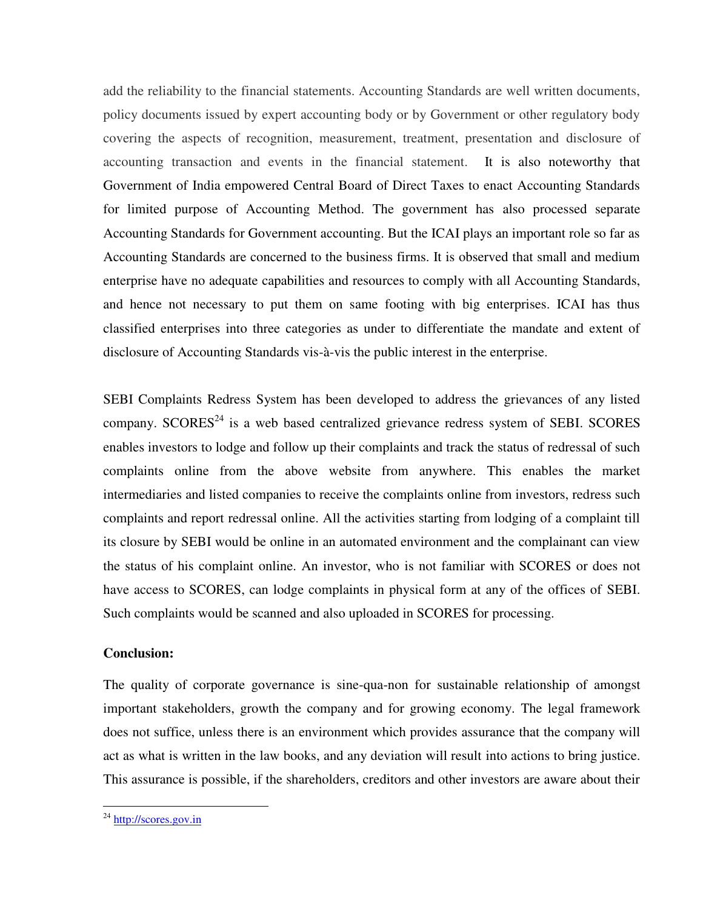add the reliability to the financial statements. Accounting Standards are well written documents, policy documents issued by expert accounting body or by Government or other regulatory body covering the aspects of recognition, measurement, treatment, presentation and disclosure of accounting transaction and events in the financial statement. It is also noteworthy that Government of India empowered Central Board of Direct Taxes to enact Accounting Standards for limited purpose of Accounting Method. The government has also processed separate Accounting Standards for Government accounting. But the ICAI plays an important role so far as Accounting Standards are concerned to the business firms. It is observed that small and medium enterprise have no adequate capabilities and resources to comply with all Accounting Standards, and hence not necessary to put them on same footing with big enterprises. ICAI has thus classified enterprises into three categories as under to differentiate the mandate and extent of disclosure of Accounting Standards vis-à-vis the public interest in the enterprise.

SEBI Complaints Redress System has been developed to address the grievances of any listed company. SCORES[24] is a web based centralized grievance redress system of SEBI. SCORES enables investors to lodge and follow up their complaints and track the status of redressal of such complaints online from the above website from anywhere. This enables the market intermediaries and listed companies to receive the complaints online from investors, redress such complaints and report redressal online. All the activities starting from lodging of a complaint till its closure by SEBI would be online in an automated environment and the complainant can view the status of his complaint online. An investor, who is not familiar with SCORES or does not have access to SCORES, can lodge complaints in physical form at any of the offices of SEBI. Such complaints would be scanned and also uploaded in SCORES for processing.

**Conclusion:**

The quality of corporate governance is sine-qua-non for sustainable relationship of amongst important stakeholders, growth the company and for growing economy. The legal framework does not suffice, unless there is an environment which provides assurance that the company will act as what is written in the law books, and any deviation will result into actions to bring justice. This assurance is possible, if the shareholders, creditors and other investors are aware about their

---

[24] http://scores.gov.in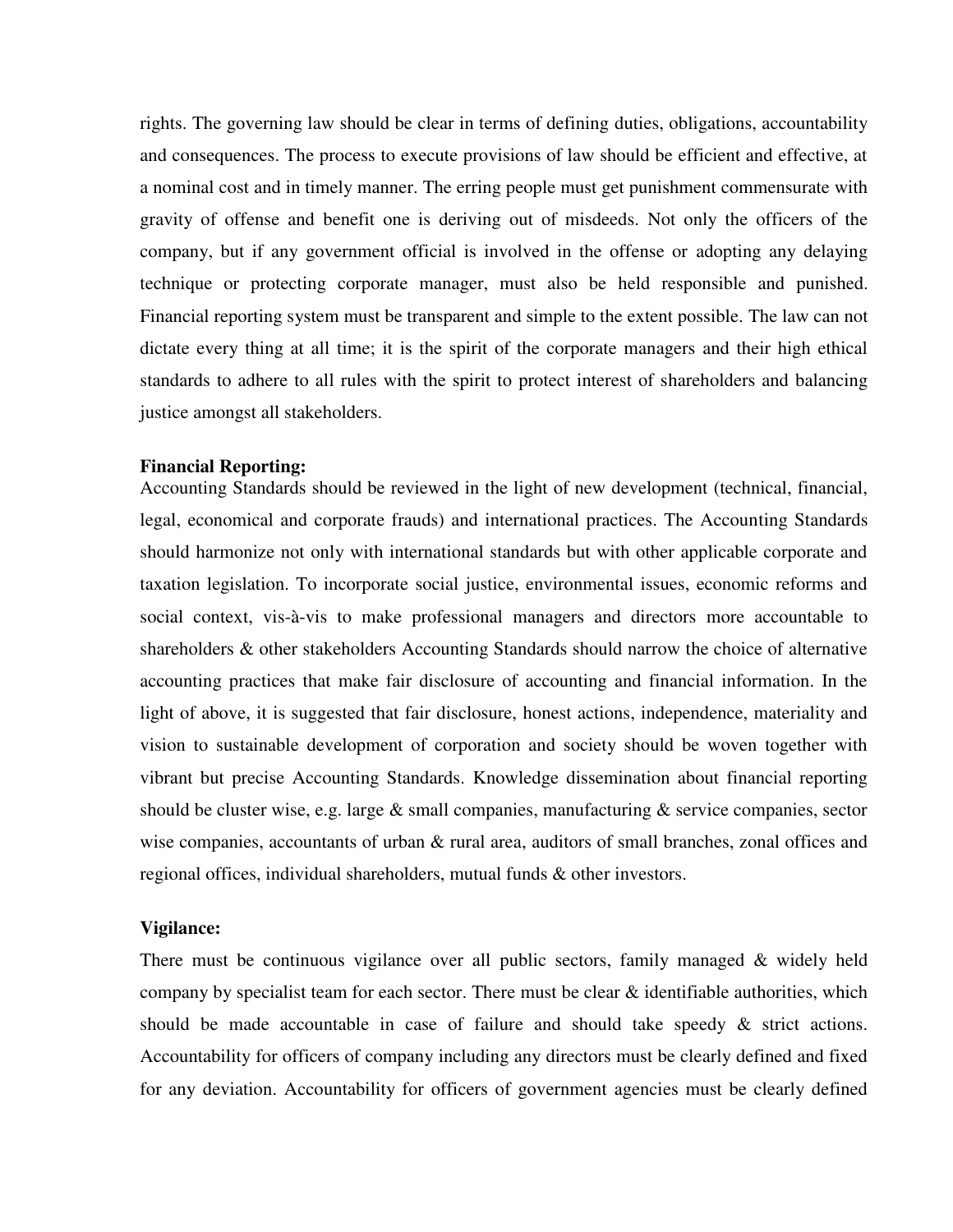rights. The governing law should be clear in terms of defining duties, obligations, accountability and consequences. The process to execute provisions of law should be efficient and effective, at a nominal cost and in timely manner. The erring people must get punishment commensurate with gravity of offense and benefit one is deriving out of misdeeds. Not only the officers of the company, but if any government official is involved in the offense or adopting any delaying technique or protecting corporate manager, must also be held responsible and punished. Financial reporting system must be transparent and simple to the extent possible. The law can not dictate every thing at all time; it is the spirit of the corporate managers and their high ethical standards to adhere to all rules with the spirit to protect interest of shareholders and balancing justice amongst all stakeholders.

**Financial Reporting:**

Accounting Standards should be reviewed in the light of new development (technical, financial, legal, economical and corporate frauds) and international practices. The Accounting Standards should harmonize not only with international standards but with other applicable corporate and taxation legislation. To incorporate social justice, environmental issues, economic reforms and social context, vis-à-vis to make professional managers and directors more accountable to shareholders & other stakeholders Accounting Standards should narrow the choice of alternative accounting practices that make fair disclosure of accounting and financial information. In the light of above, it is suggested that fair disclosure, honest actions, independence, materiality and vision to sustainable development of corporation and society should be woven together with vibrant but precise Accounting Standards. Knowledge dissemination about financial reporting should be cluster wise, e.g. large & small companies, manufacturing & service companies, sector wise companies, accountants of urban & rural area, auditors of small branches, zonal offices and regional offices, individual shareholders, mutual funds & other investors.

**Vigilance:**

There must be continuous vigilance over all public sectors, family managed & widely held company by specialist team for each sector. There must be clear & identifiable authorities, which should be made accountable in case of failure and should take speedy & strict actions. Accountability for officers of company including any directors must be clearly defined and fixed for any deviation. Accountability for officers of government agencies must be clearly defined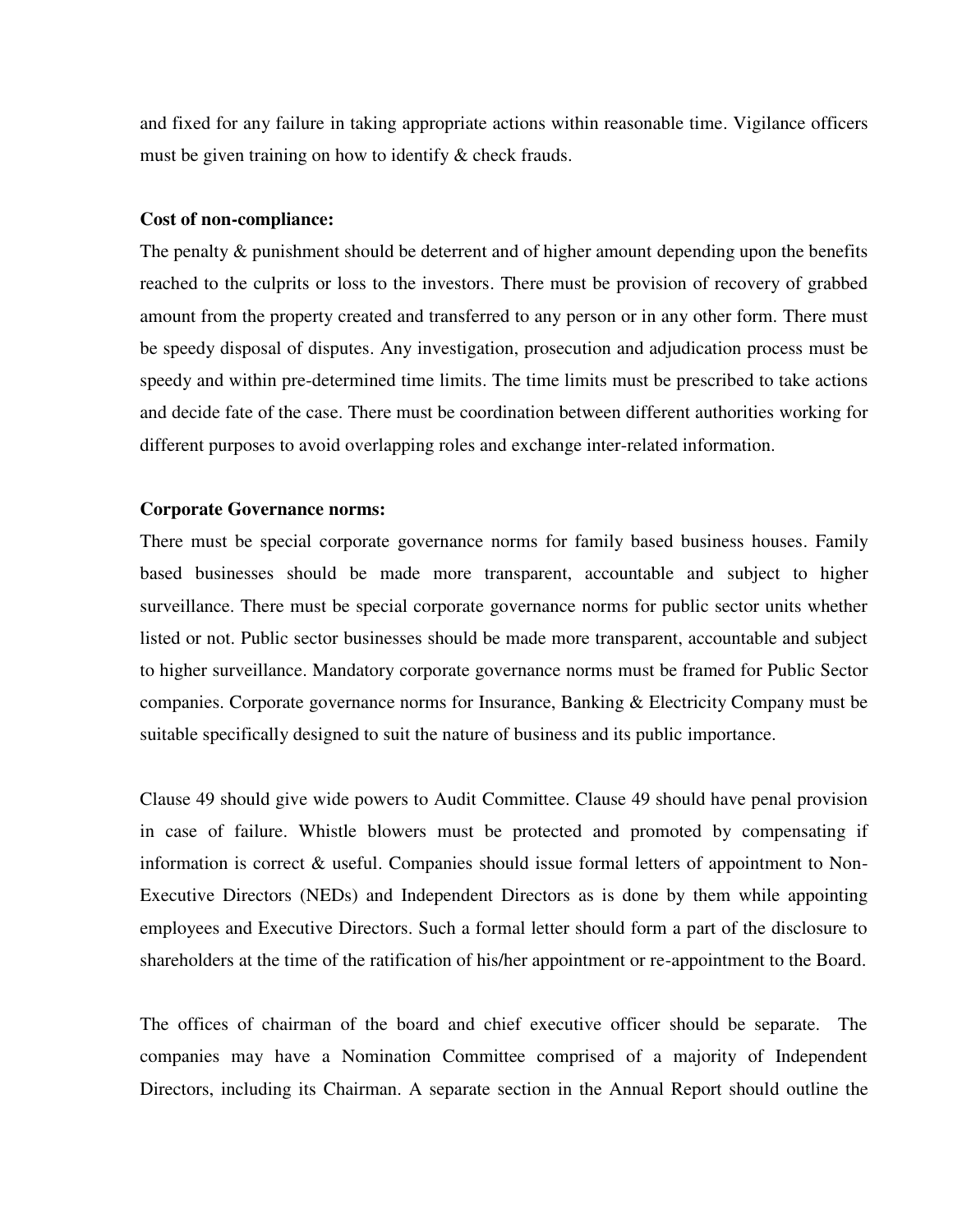and fixed for any failure in taking appropriate actions within reasonable time. Vigilance officers must be given training on how to identify & check frauds.

**Cost of non-compliance:**

The penalty & punishment should be deterrent and of higher amount depending upon the benefits reached to the culprits or loss to the investors. There must be provision of recovery of grabbed amount from the property created and transferred to any person or in any other form. There must be speedy disposal of disputes. Any investigation, prosecution and adjudication process must be speedy and within pre-determined time limits. The time limits must be prescribed to take actions and decide fate of the case. There must be coordination between different authorities working for different purposes to avoid overlapping roles and exchange inter-related information.

**Corporate Governance norms:**

There must be special corporate governance norms for family based business houses. Family based businesses should be made more transparent, accountable and subject to higher surveillance. There must be special corporate governance norms for public sector units whether listed or not. Public sector businesses should be made more transparent, accountable and subject to higher surveillance. Mandatory corporate governance norms must be framed for Public Sector companies. Corporate governance norms for Insurance, Banking & Electricity Company must be suitable specifically designed to suit the nature of business and its public importance.

Clause 49 should give wide powers to Audit Committee. Clause 49 should have penal provision in case of failure. Whistle blowers must be protected and promoted by compensating if information is correct & useful. Companies should issue formal letters of appointment to Non-Executive Directors (NEDs) and Independent Directors as is done by them while appointing employees and Executive Directors. Such a formal letter should form a part of the disclosure to shareholders at the time of the ratification of his/her appointment or re-appointment to the Board.

The offices of chairman of the board and chief executive officer should be separate. The companies may have a Nomination Committee comprised of a majority of Independent Directors, including its Chairman. A separate section in the Annual Report should outline the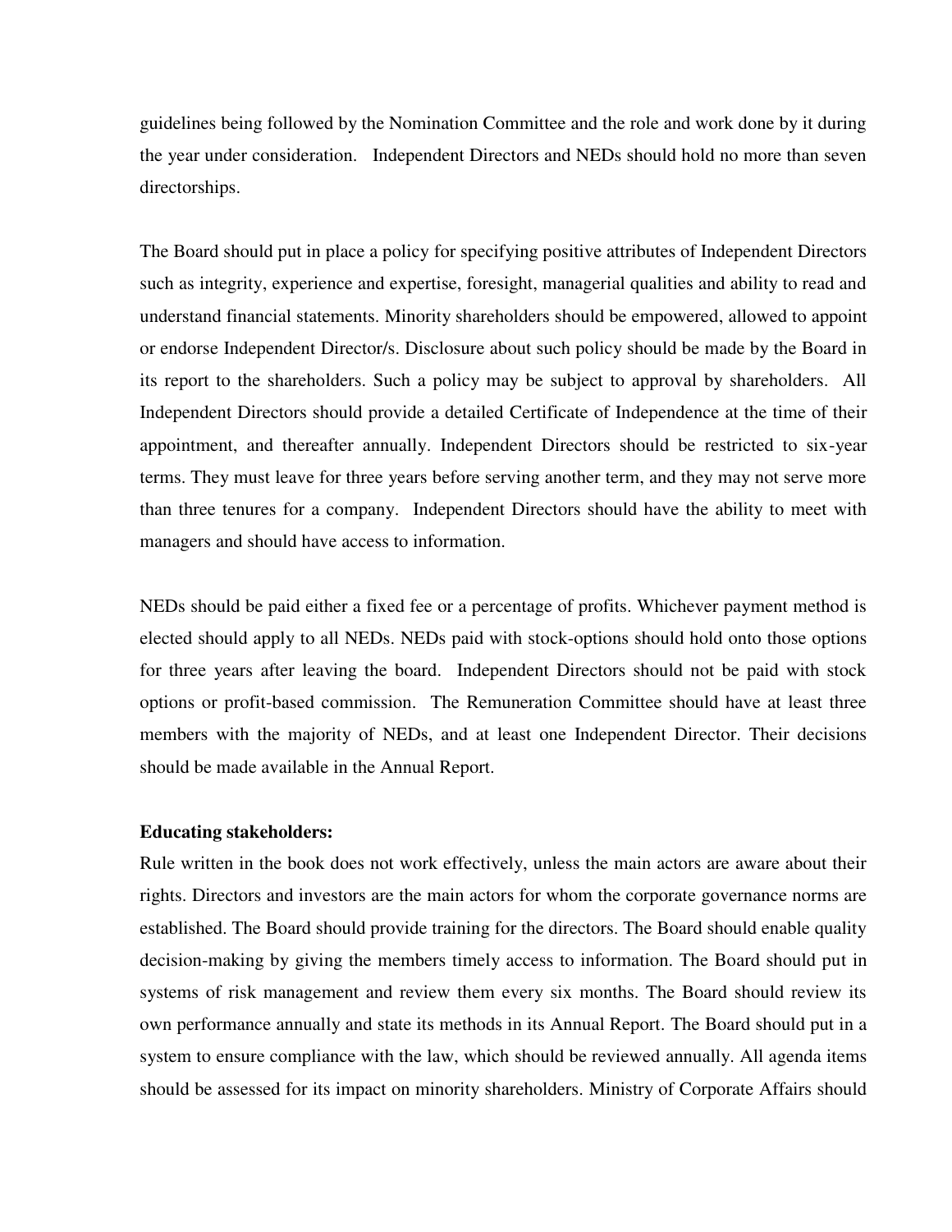guidelines being followed by the Nomination Committee and the role and work done by it during the year under consideration. Independent Directors and NEDs should hold no more than seven directorships.

The Board should put in place a policy for specifying positive attributes of Independent Directors such as integrity, experience and expertise, foresight, managerial qualities and ability to read and understand financial statements. Minority shareholders should be empowered, allowed to appoint or endorse Independent Director/s. Disclosure about such policy should be made by the Board in its report to the shareholders. Such a policy may be subject to approval by shareholders. All Independent Directors should provide a detailed Certificate of Independence at the time of their appointment, and thereafter annually. Independent Directors should be restricted to six-year terms. They must leave for three years before serving another term, and they may not serve more than three tenures for a company. Independent Directors should have the ability to meet with managers and should have access to information.

NEDs should be paid either a fixed fee or a percentage of profits. Whichever payment method is elected should apply to all NEDs. NEDs paid with stock-options should hold onto those options for three years after leaving the board. Independent Directors should not be paid with stock options or profit-based commission. The Remuneration Committee should have at least three members with the majority of NEDs, and at least one Independent Director. Their decisions should be made available in the Annual Report.

**Educating stakeholders:**

Rule written in the book does not work effectively, unless the main actors are aware about their rights. Directors and investors are the main actors for whom the corporate governance norms are established. The Board should provide training for the directors. The Board should enable quality decision-making by giving the members timely access to information. The Board should put in systems of risk management and review them every six months. The Board should review its own performance annually and state its methods in its Annual Report. The Board should put in a system to ensure compliance with the law, which should be reviewed annually. All agenda items should be assessed for its impact on minority shareholders. Ministry of Corporate Affairs should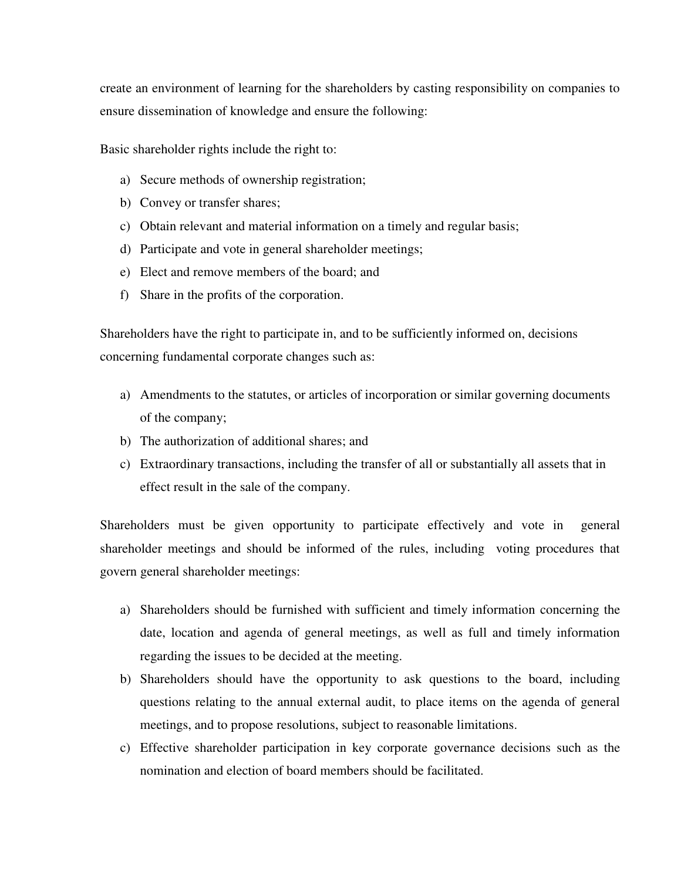create an environment of learning for the shareholders by casting responsibility on companies to ensure dissemination of knowledge and ensure the following:

Basic shareholder rights include the right to:

a) Secure methods of ownership registration;
b) Convey or transfer shares;
c) Obtain relevant and material information on a timely and regular basis;
d) Participate and vote in general shareholder meetings;
e) Elect and remove members of the board; and
f) Share in the profits of the corporation.

Shareholders have the right to participate in, and to be sufficiently informed on, decisions concerning fundamental corporate changes such as:

a) Amendments to the statutes, or articles of incorporation or similar governing documents of the company;
b) The authorization of additional shares; and
c) Extraordinary transactions, including the transfer of all or substantially all assets that in effect result in the sale of the company.

Shareholders must be given opportunity to participate effectively and vote in general shareholder meetings and should be informed of the rules, including voting procedures that govern general shareholder meetings:

a) Shareholders should be furnished with sufficient and timely information concerning the date, location and agenda of general meetings, as well as full and timely information regarding the issues to be decided at the meeting.
b) Shareholders should have the opportunity to ask questions to the board, including questions relating to the annual external audit, to place items on the agenda of general meetings, and to propose resolutions, subject to reasonable limitations.
c) Effective shareholder participation in key corporate governance decisions such as the nomination and election of board members should be facilitated.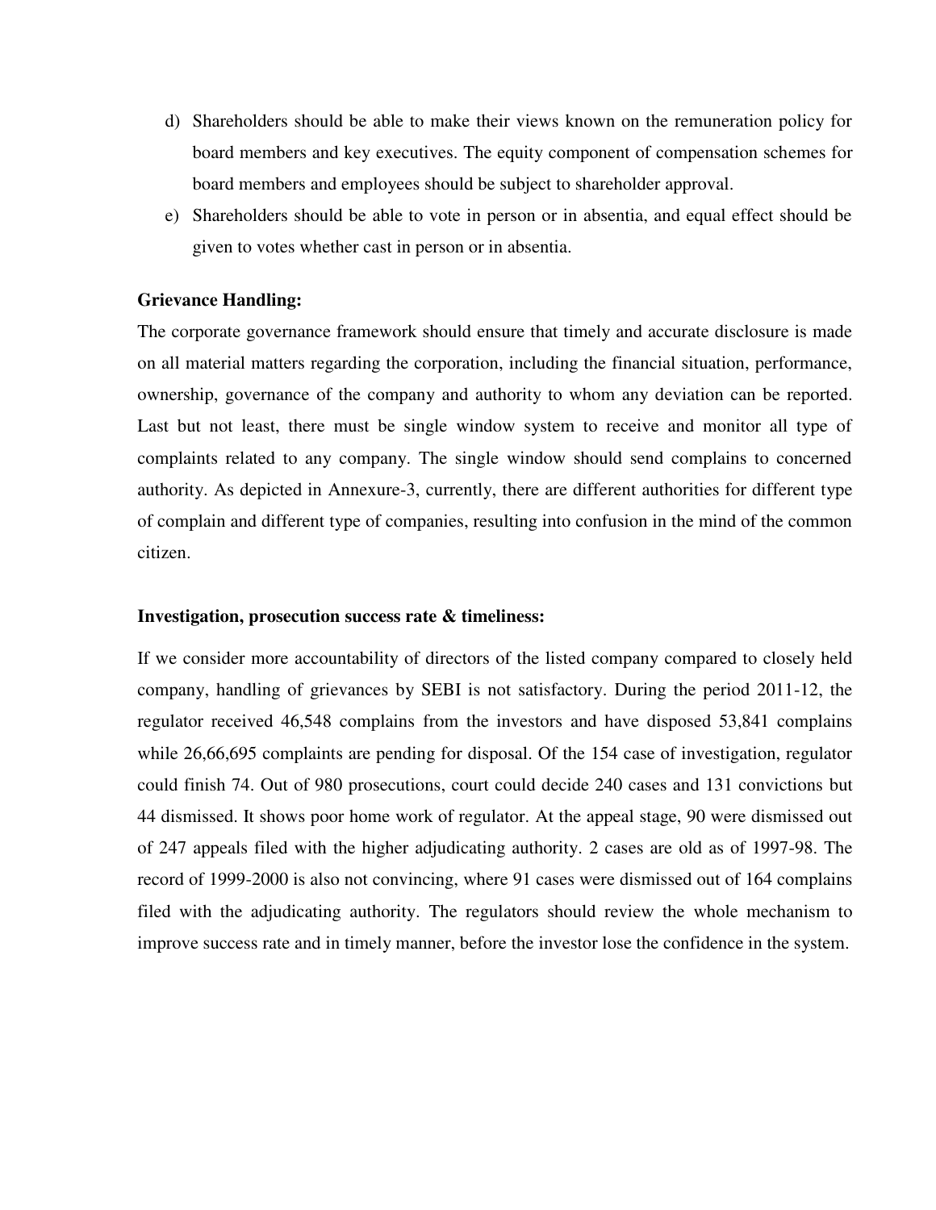d) Shareholders should be able to make their views known on the remuneration policy for board members and key executives. The equity component of compensation schemes for board members and employees should be subject to shareholder approval.

e) Shareholders should be able to vote in person or in absentia, and equal effect should be given to votes whether cast in person or in absentia.

**Grievance Handling:**

The corporate governance framework should ensure that timely and accurate disclosure is made on all material matters regarding the corporation, including the financial situation, performance, ownership, governance of the company and authority to whom any deviation can be reported. Last but not least, there must be single window system to receive and monitor all type of complaints related to any company. The single window should send complains to concerned authority. As depicted in Annexure-3, currently, there are different authorities for different type of complain and different type of companies, resulting into confusion in the mind of the common citizen.

**Investigation, prosecution success rate & timeliness:**

If we consider more accountability of directors of the listed company compared to closely held company, handling of grievances by SEBI is not satisfactory. During the period 2011-12, the regulator received 46,548 complains from the investors and have disposed 53,841 complains while 26,66,695 complaints are pending for disposal. Of the 154 case of investigation, regulator could finish 74. Out of 980 prosecutions, court could decide 240 cases and 131 convictions but 44 dismissed. It shows poor home work of regulator. At the appeal stage, 90 were dismissed out of 247 appeals filed with the higher adjudicating authority. 2 cases are old as of 1997-98. The record of 1999-2000 is also not convincing, where 91 cases were dismissed out of 164 complains filed with the adjudicating authority. The regulators should review the whole mechanism to improve success rate and in timely manner, before the investor lose the confidence in the system.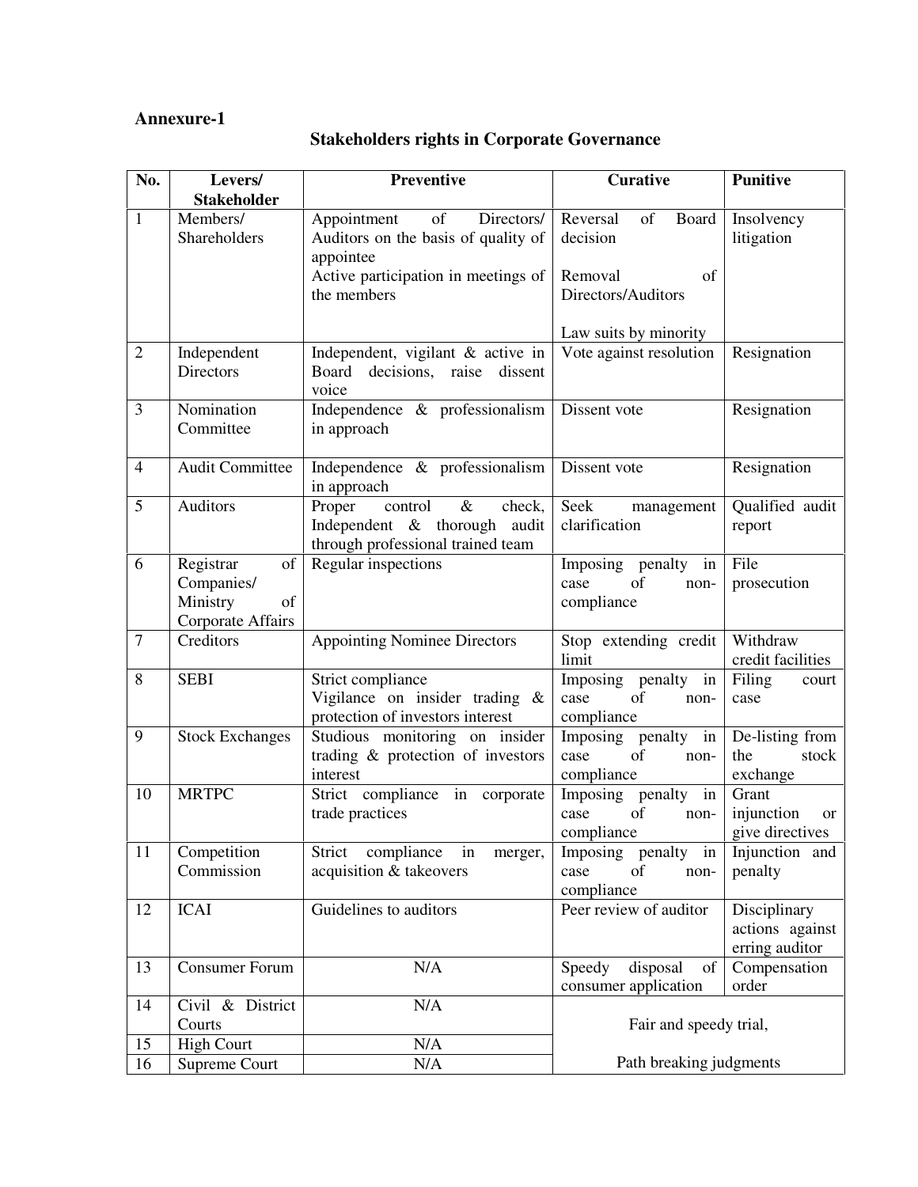**Annexure-1**

## Stakeholders rights in Corporate Governance

| No. | Levers/ Stakeholder | Preventive | Curative | Punitive |
|---|---|---|---|---|
| 1 | Members/ Shareholders | Appointment of Directors/ Auditors on the basis of quality of appointee<br>Active participation in meetings of the members | Reversal of Board decision<br><br>Removal of Directors/Auditors<br><br>Law suits by minority | Insolvency litigation |
| 2 | Independent Directors | Independent, vigilant & active in Board decisions, raise dissent voice | Vote against resolution | Resignation |
| 3 | Nomination Committee | Independence & professionalism in approach | Dissent vote | Resignation |
| 4 | Audit Committee | Independence & professionalism in approach | Dissent vote | Resignation |
| 5 | Auditors | Proper control & check, Independent & thorough audit through professional trained team | Seek management clarification | Qualified audit report |
| 6 | Registrar of Companies/ Ministry of Corporate Affairs | Regular inspections | Imposing penalty in case of non-compliance | File prosecution |
| 7 | Creditors | Appointing Nominee Directors | Stop extending credit limit | Withdraw credit facilities |
| 8 | SEBI | Strict compliance<br>Vigilance on insider trading & protection of investors interest | Imposing penalty in case of non-compliance | Filing court case |
| 9 | Stock Exchanges | Studious monitoring on insider trading & protection of investors interest | Imposing penalty in case of non-compliance | De-listing from the stock exchange |
| 10 | MRTPC | Strict compliance in corporate trade practices | Imposing penalty in case of non-compliance | Grant injunction or give directives |
| 11 | Competition Commission | Strict compliance in merger, acquisition & takeovers | Imposing penalty in case of non-compliance | Injunction and penalty |
| 12 | ICAI | Guidelines to auditors | Peer review of auditor | Disciplinary actions against erring auditor |
| 13 | Consumer Forum | N/A | Speedy disposal of consumer application | Compensation order |
| 14 | Civil & District Courts | N/A | Fair and speedy trial,<br><br>Path breaking judgments | |
| 15 | High Court | N/A | | |
| 16 | Supreme Court | N/A | | |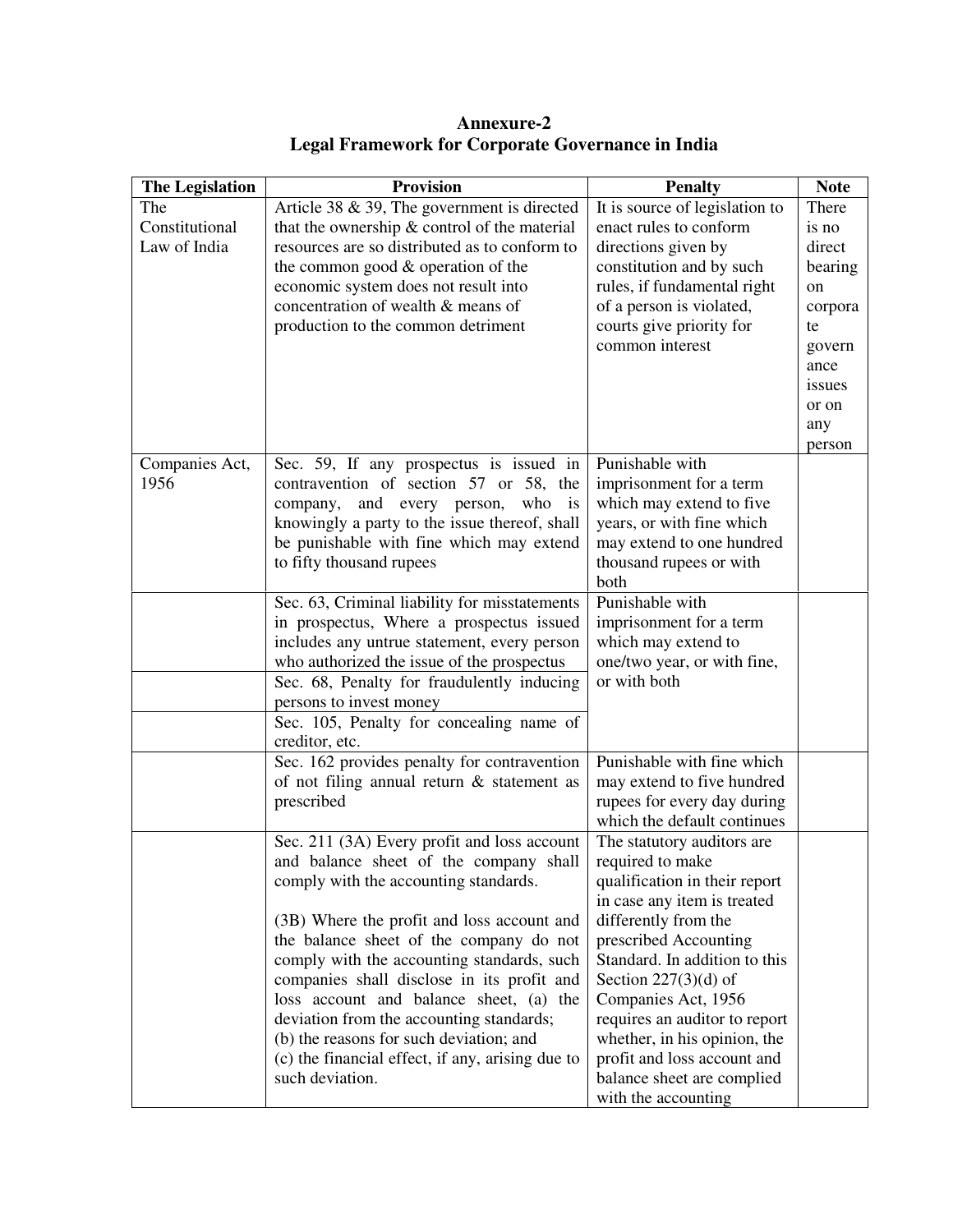# Annexure-2
## Legal Framework for Corporate Governance in India

| The Legislation | Provision | Penalty | Note |
|---|---|---|---|
| The Constitutional Law of India | Article 38 & 39, The government is directed that the ownership & control of the material resources are so distributed as to conform to the common good & operation of the economic system does not result into concentration of wealth & means of production to the common detriment | It is source of legislation to enact rules to conform directions given by constitution and by such rules, if fundamental right of a person is violated, courts give priority for common interest | There is no direct bearing on corporate governance issues or on any person |
| Companies Act, 1956 | Sec. 59, If any prospectus is issued in contravention of section 57 or 58, the company, and every person, who is knowingly a party to the issue thereof, shall be punishable with fine which may extend to fifty thousand rupees | Punishable with imprisonment for a term which may extend to five years, or with fine which may extend to one hundred thousand rupees or with both | |
| | Sec. 63, Criminal liability for misstatements in prospectus, Where a prospectus issued includes any untrue statement, every person who authorized the issue of the prospectus | Punishable with imprisonment for a term which may extend to one/two year, or with fine, or with both | |
| | Sec. 68, Penalty for fraudulently inducing persons to invest money | | |
| | Sec. 105, Penalty for concealing name of creditor, etc. | | |
| | Sec. 162 provides penalty for contravention of not filing annual return & statement as prescribed | Punishable with fine which may extend to five hundred rupees for every day during which the default continues | |
| | Sec. 211 (3A) Every profit and loss account and balance sheet of the company shall comply with the accounting standards.<br><br>(3B) Where the profit and loss account and the balance sheet of the company do not comply with the accounting standards, such companies shall disclose in its profit and loss account and balance sheet, (a) the deviation from the accounting standards; (b) the reasons for such deviation; and (c) the financial effect, if any, arising due to such deviation. | The statutory auditors are required to make qualification in their report in case any item is treated differently from the prescribed Accounting Standard. In addition to this Section 227(3)(d) of Companies Act, 1956 requires an auditor to report whether, in his opinion, the profit and loss account and balance sheet are complied with the accounting | |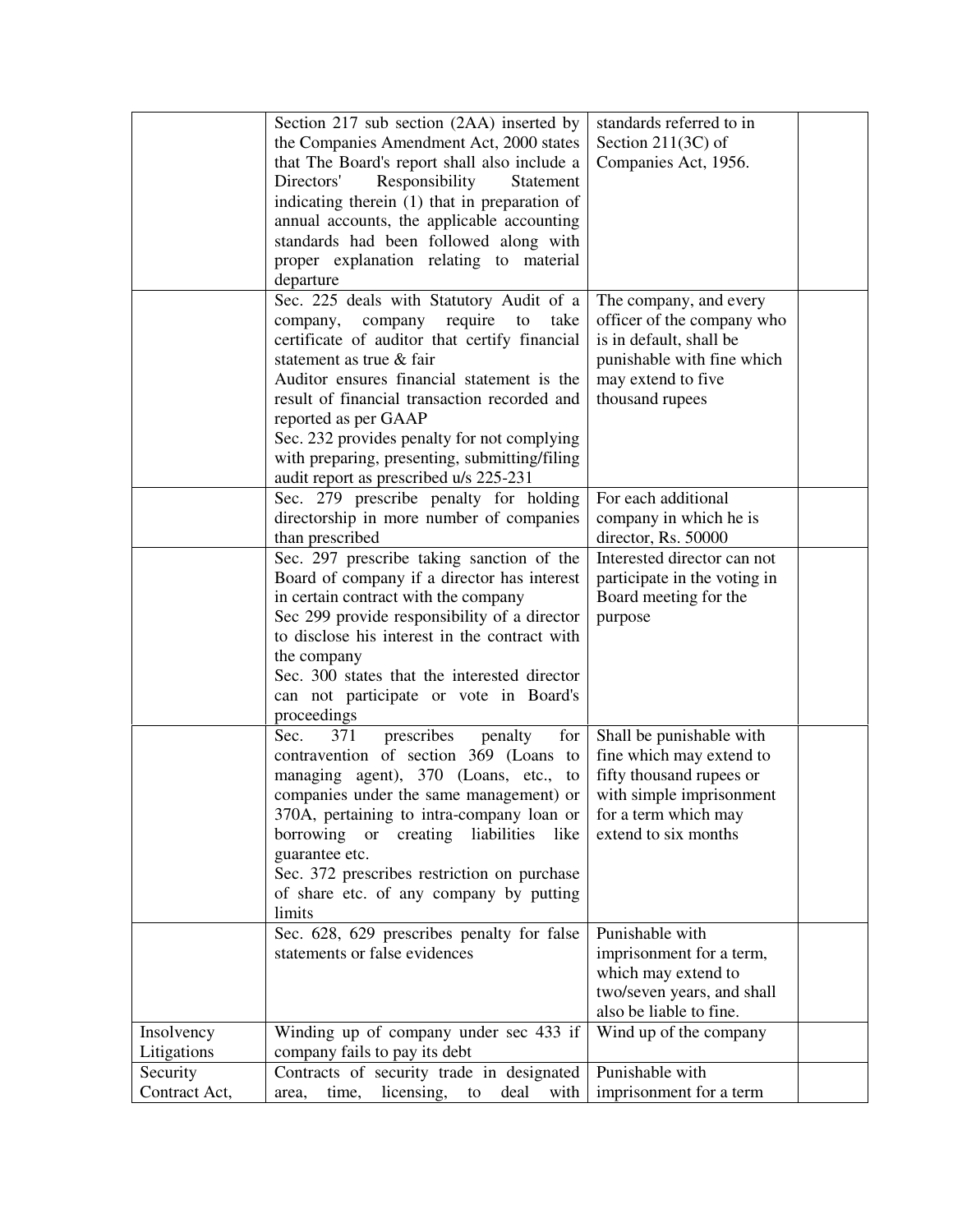| | | | |
|---|---|---|---|
| | Section 217 sub section (2AA) inserted by the Companies Amendment Act, 2000 states that The Board's report shall also include a Directors' Responsibility Statement indicating therein (1) that in preparation of annual accounts, the applicable accounting standards had been followed along with proper explanation relating to material departure | standards referred to in Section 211(3C) of Companies Act, 1956. | |
| | Sec. 225 deals with Statutory Audit of a company, company require to take certificate of auditor that certify financial statement as true & fair<br>Auditor ensures financial statement is the result of financial transaction recorded and reported as per GAAP<br>Sec. 232 provides penalty for not complying with preparing, presenting, submitting/filing audit report as prescribed u/s 225-231 | The company, and every officer of the company who is in default, shall be punishable with fine which may extend to five thousand rupees | |
| | Sec. 279 prescribe penalty for holding directorship in more number of companies than prescribed | For each additional company in which he is director, Rs. 50000 | |
| | Sec. 297 prescribe taking sanction of the Board of company if a director has interest in certain contract with the company<br>Sec 299 provide responsibility of a director to disclose his interest in the contract with the company<br>Sec. 300 states that the interested director can not participate or vote in Board's proceedings | Interested director can not participate in the voting in Board meeting for the purpose | |
| | Sec. 371 prescribes penalty for contravention of section 369 (Loans to managing agent), 370 (Loans, etc., to companies under the same management) or 370A, pertaining to intra-company loan or borrowing or creating liabilities like guarantee etc.<br>Sec. 372 prescribes restriction on purchase of share etc. of any company by putting limits | Shall be punishable with fine which may extend to fifty thousand rupees or with simple imprisonment for a term which may extend to six months | |
| | Sec. 628, 629 prescribes penalty for false statements or false evidences | Punishable with imprisonment for a term, which may extend to two/seven years, and shall also be liable to fine. | |
| Insolvency Litigations | Winding up of company under sec 433 if company fails to pay its debt | Wind up of the company | |
| Security Contract Act, | Contracts of security trade in designated area, time, licensing, to deal with | Punishable with imprisonment for a term | |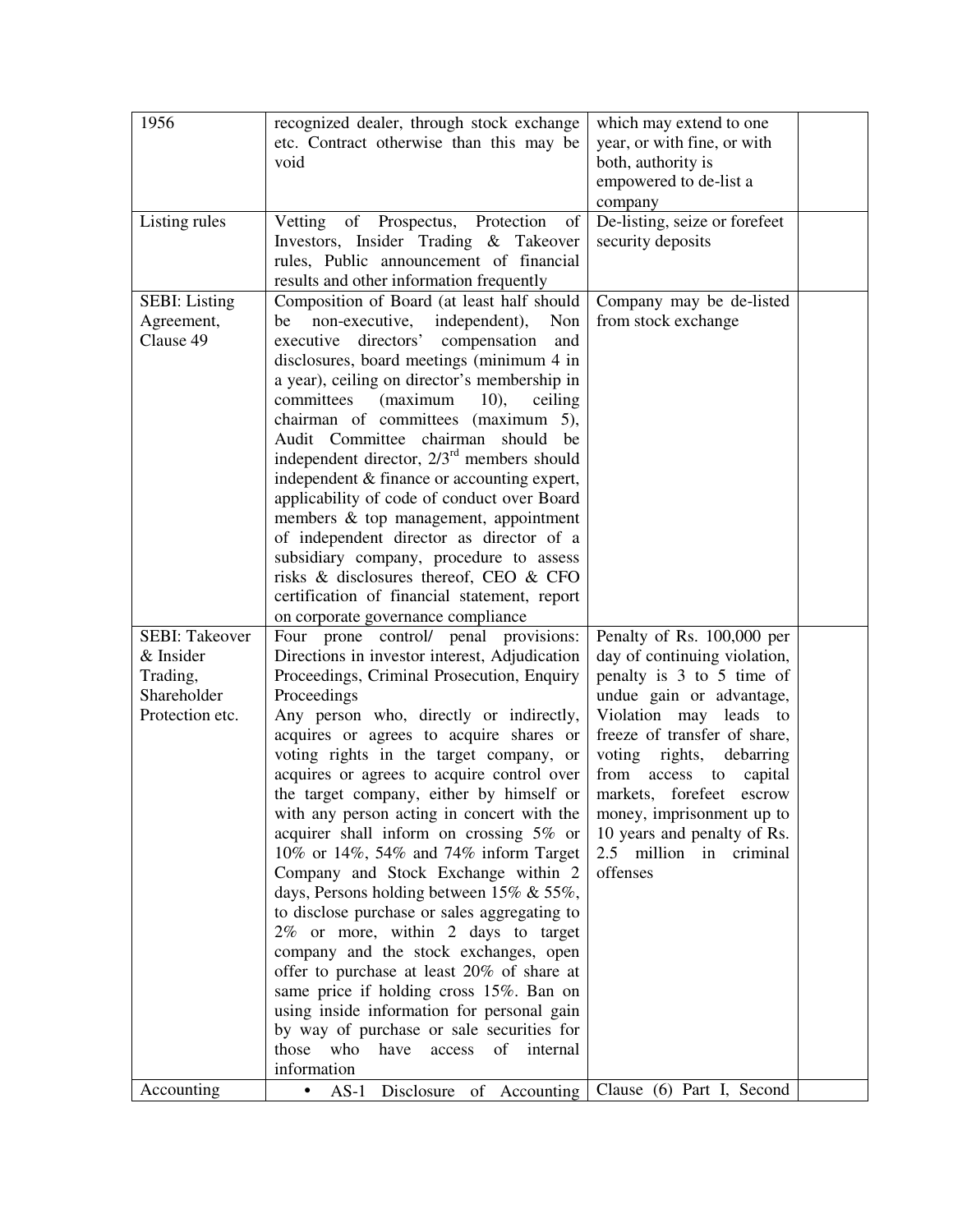| | | | |
|---|---|---|---|
| 1956 | recognized dealer, through stock exchange etc. Contract otherwise than this may be void | which may extend to one year, or with fine, or with both, authority is empowered to de-list a company | |
| Listing rules | Vetting of Prospectus, Protection of Investors, Insider Trading & Takeover rules, Public announcement of financial results and other information frequently | De-listing, seize or forefeet security deposits | |
| SEBI: Listing Agreement, Clause 49 | Composition of Board (at least half should be non-executive, independent), Non executive directors' compensation and disclosures, board meetings (minimum 4 in a year), ceiling on director's membership in committees (maximum 10), ceiling chairman of committees (maximum 5), Audit Committee chairman should be independent director, 2/3rd members should independent & finance or accounting expert, applicability of code of conduct over Board members & top management, appointment of independent director as director of a subsidiary company, procedure to assess risks & disclosures thereof, CEO & CFO certification of financial statement, report on corporate governance compliance | Company may be de-listed from stock exchange | |
| SEBI: Takeover & Insider Trading, Shareholder Protection etc. | Four prone control/ penal provisions: Directions in investor interest, Adjudication Proceedings, Criminal Prosecution, Enquiry Proceedings<br>Any person who, directly or indirectly, acquires or agrees to acquire shares or voting rights in the target company, or acquires or agrees to acquire control over the target company, either by himself or with any person acting in concert with the acquirer shall inform on crossing 5% or 10% or 14%, 54% and 74% inform Target Company and Stock Exchange within 2 days, Persons holding between 15% & 55%, to disclose purchase or sales aggregating to 2% or more, within 2 days to target company and the stock exchanges, open offer to purchase at least 20% of share at same price if holding cross 15%. Ban on using inside information for personal gain by way of purchase or sale securities for those who have access of internal information | Penalty of Rs. 100,000 per day of continuing violation, penalty is 3 to 5 time of undue gain or advantage, Violation may leads to freeze of transfer of share, voting rights, debarring from access to capital markets, forefeet escrow money, imprisonment up to 10 years and penalty of Rs. 2.5 million in criminal offenses | |
| Accounting | • AS-1 Disclosure of Accounting | Clause (6) Part I, Second | |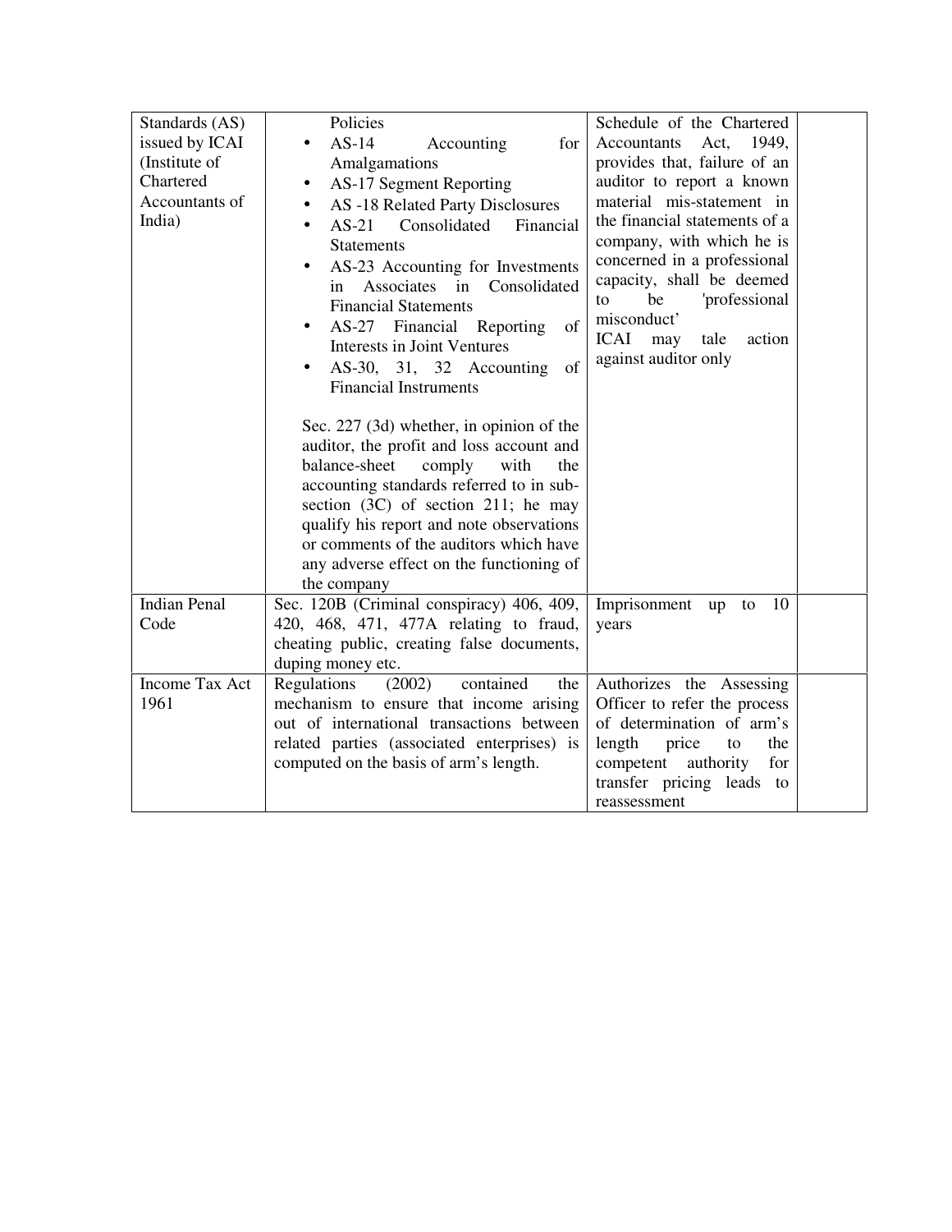| Standards (AS) issued by ICAI (Institute of Chartered Accountants of India) | Policies<br>• AS-14 Accounting for Amalgamations<br>• AS-17 Segment Reporting<br>• AS -18 Related Party Disclosures<br>• AS-21 Consolidated Financial Statements<br>• AS-23 Accounting for Investments in Associates in Consolidated Financial Statements<br>• AS-27 Financial Reporting of Interests in Joint Ventures<br>• AS-30, 31, 32 Accounting of Financial Instruments<br><br>Sec. 227 (3d) whether, in opinion of the auditor, the profit and loss account and balance-sheet comply with the accounting standards referred to in sub-section (3C) of section 211; he may qualify his report and note observations or comments of the auditors which have any adverse effect on the functioning of the company | Schedule of the Chartered Accountants Act, 1949, provides that, failure of an auditor to report a known material mis-statement in the financial statements of a company, with which he is concerned in a professional capacity, shall be deemed to be 'professional misconduct'<br>ICAI may tale action against auditor only | |
|---|---|---|---|
| Indian Penal Code | Sec. 120B (Criminal conspiracy) 406, 409, 420, 468, 471, 477A relating to fraud, cheating public, creating false documents, duping money etc. | Imprisonment up to 10 years | |
| Income Tax Act 1961 | Regulations (2002) contained the mechanism to ensure that income arising out of international transactions between related parties (associated enterprises) is computed on the basis of arm's length. | Authorizes the Assessing Officer to refer the process of determination of arm's length price to the competent authority for transfer pricing leads to reassessment | |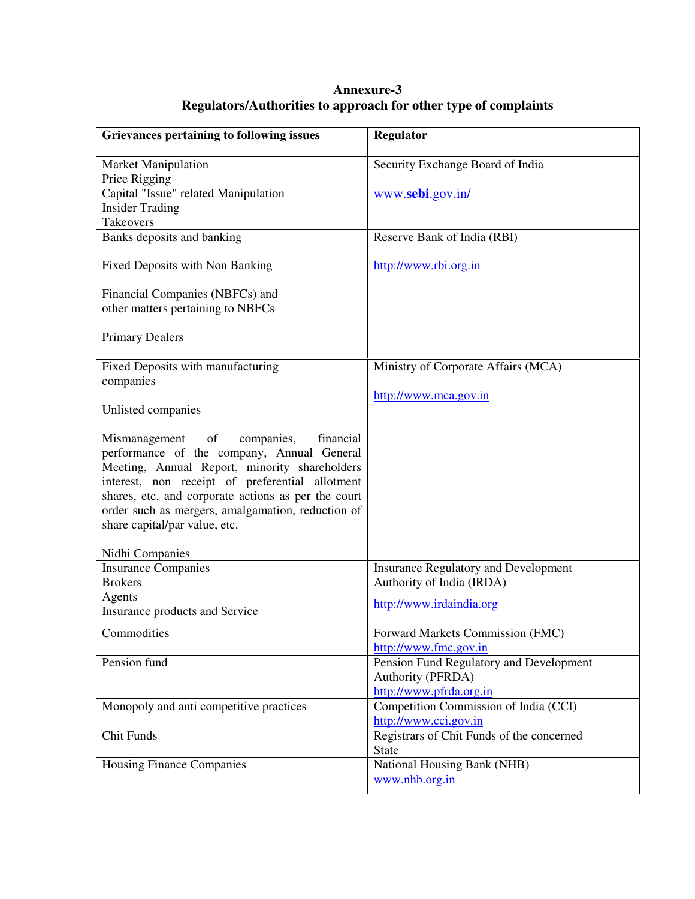# Annexure-3
## Regulators/Authorities to approach for other type of complaints

| Grievances pertaining to following issues | Regulator |
|---|---|
| Market Manipulation<br>Price Rigging<br>Capital "Issue" related Manipulation<br>Insider Trading<br>Takeovers | Security Exchange Board of India<br><br>www.**sebi**.gov.in/ |
| Banks deposits and banking<br><br>Fixed Deposits with Non Banking<br><br>Financial Companies (NBFCs) and other matters pertaining to NBFCs<br><br>Primary Dealers | Reserve Bank of India (RBI)<br><br>http://www.rbi.org.in |
| Fixed Deposits with manufacturing companies<br><br>Unlisted companies<br><br>Mismanagement of companies, financial performance of the company, Annual General Meeting, Annual Report, minority shareholders interest, non receipt of preferential allotment shares, etc. and corporate actions as per the court order such as mergers, amalgamation, reduction of share capital/par value, etc.<br><br>Nidhi Companies | Ministry of Corporate Affairs (MCA)<br><br>http://www.mca.gov.in |
| Insurance Companies<br>Brokers<br>Agents<br>Insurance products and Service | Insurance Regulatory and Development Authority of India (IRDA)<br><br>http://www.irdaindia.org |
| Commodities | Forward Markets Commission (FMC)<br>http://www.fmc.gov.in |
| Pension fund | Pension Fund Regulatory and Development Authority (PFRDA)<br>http://www.pfrda.org.in |
| Monopoly and anti competitive practices | Competition Commission of India (CCI)<br>http://www.cci.gov.in |
| Chit Funds | Registrars of Chit Funds of the concerned State |
| Housing Finance Companies | National Housing Bank (NHB)<br>www.nhb.org.in |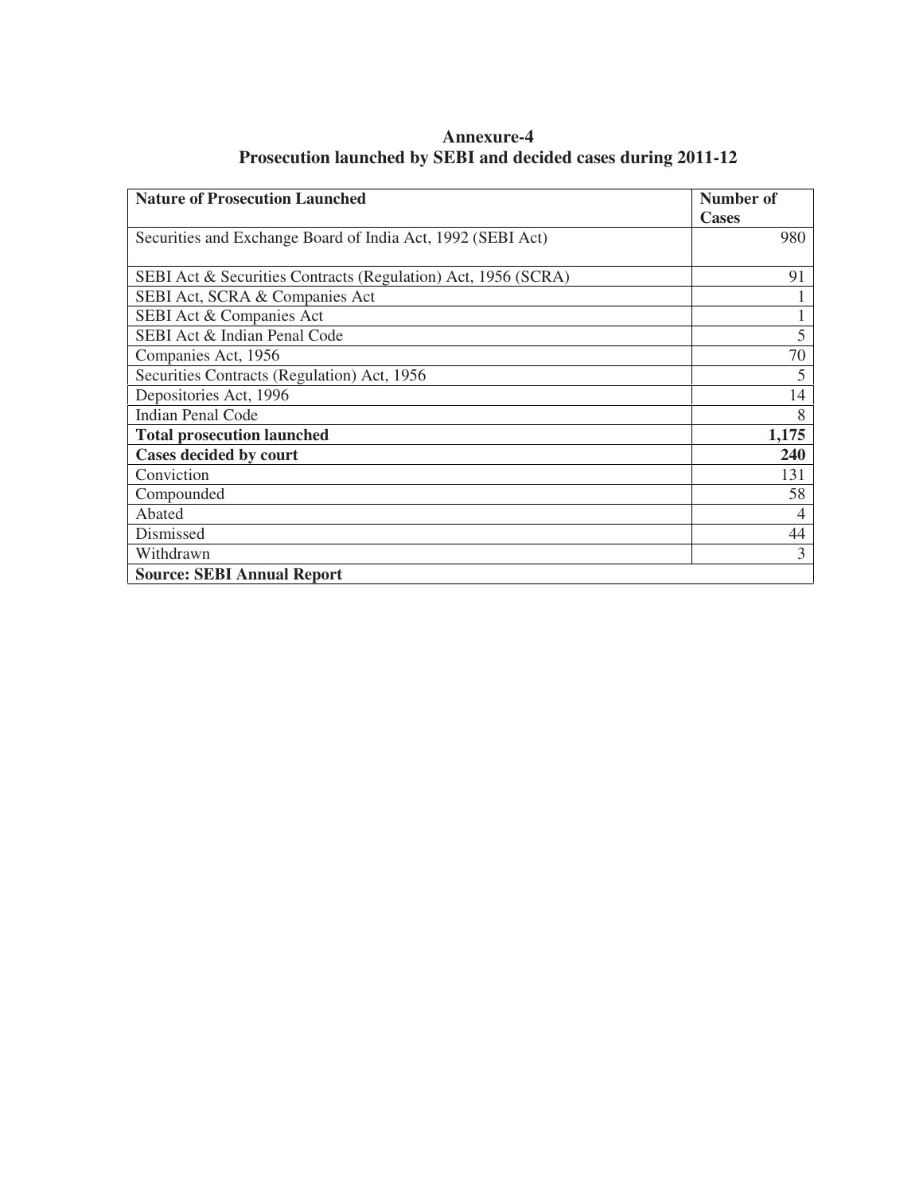## Annexure-4
## Prosecution launched by SEBI and decided cases during 2011-12

| Nature of Prosecution Launched | Number of Cases |
| --- | --- |
| Securities and Exchange Board of India Act, 1992 (SEBI Act) | 980 |
| SEBI Act & Securities Contracts (Regulation) Act, 1956 (SCRA) | 91 |
| SEBI Act, SCRA & Companies Act | 1 |
| SEBI Act & Companies Act | 1 |
| SEBI Act & Indian Penal Code | 5 |
| Companies Act, 1956 | 70 |
| Securities Contracts (Regulation) Act, 1956 | 5 |
| Depositories Act, 1996 | 14 |
| Indian Penal Code | 8 |
| **Total prosecution launched** | **1,175** |
| **Cases decided by court** | **240** |
| Conviction | 131 |
| Compounded | 58 |
| Abated | 4 |
| Dismissed | 44 |
| Withdrawn | 3 |
| **Source: SEBI Annual Report** | |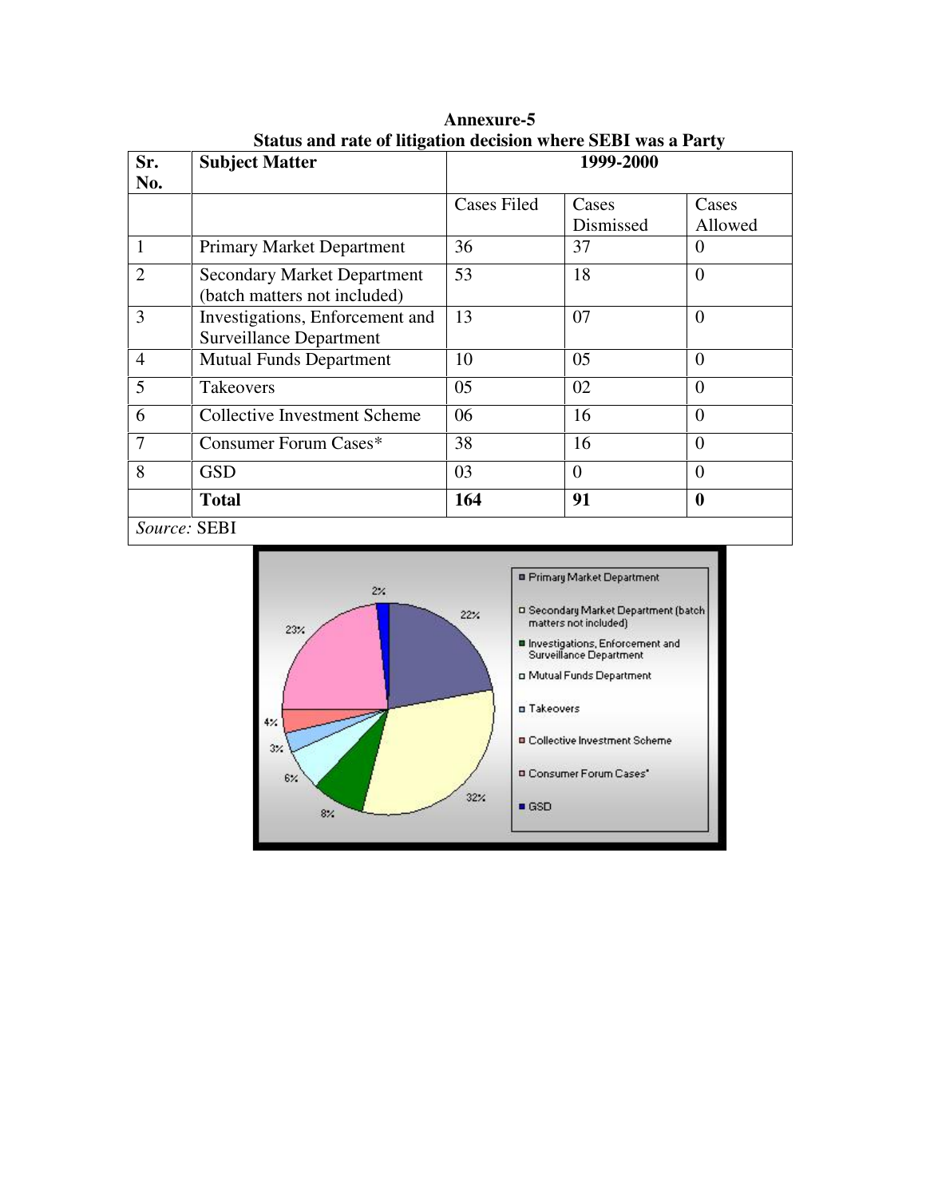**Annexure-5**

**Status and rate of litigation decision where SEBI was a Party**

| Sr. No. | Subject Matter | 1999-2000 | | |
|---|---|---|---|---|
| | | Cases Filed | Cases Dismissed | Cases Allowed |
| 1 | Primary Market Department | 36 | 37 | 0 |
| 2 | Secondary Market Department (batch matters not included) | 53 | 18 | 0 |
| 3 | Investigations, Enforcement and Surveillance Department | 13 | 07 | 0 |
| 4 | Mutual Funds Department | 10 | 05 | 0 |
| 5 | Takeovers | 05 | 02 | 0 |
| 6 | Collective Investment Scheme | 06 | 16 | 0 |
| 7 | Consumer Forum Cases* | 38 | 16 | 0 |
| 8 | GSD | 03 | 0 | 0 |
| | **Total** | **164** | **91** | **0** |

*Source:* SEBI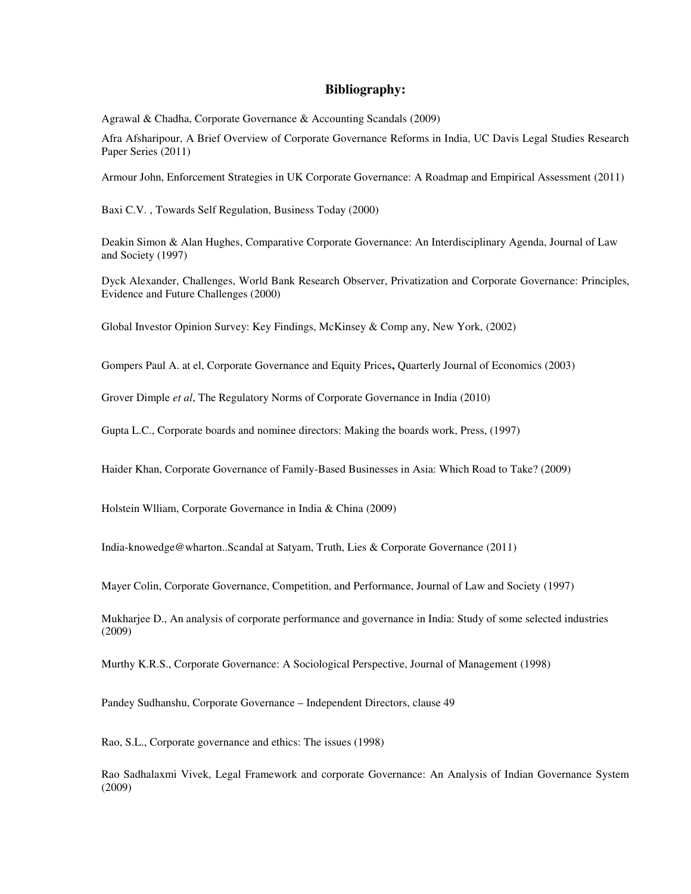## Bibliography:

Agrawal & Chadha, Corporate Governance & Accounting Scandals (2009)

Afra Afsharipour, A Brief Overview of Corporate Governance Reforms in India, UC Davis Legal Studies Research Paper Series (2011)

Armour John, Enforcement Strategies in UK Corporate Governance: A Roadmap and Empirical Assessment (2011)

Baxi C.V. , Towards Self Regulation, Business Today (2000)

Deakin Simon & Alan Hughes, Comparative Corporate Governance: An Interdisciplinary Agenda, Journal of Law and Society (1997)

Dyck Alexander, Challenges, World Bank Research Observer, Privatization and Corporate Governance: Principles, Evidence and Future Challenges (2000)

Global Investor Opinion Survey: Key Findings, McKinsey & Comp any, New York, (2002)

Gompers Paul A. at el, Corporate Governance and Equity Prices**,** Quarterly Journal of Economics (2003)

Grover Dimple *et al*, The Regulatory Norms of Corporate Governance in India (2010)

Gupta L.C., Corporate boards and nominee directors: Making the boards work, Press, (1997)

Haider Khan, Corporate Governance of Family-Based Businesses in Asia: Which Road to Take? (2009)

Holstein Wlliam, Corporate Governance in India & China (2009)

India-knowedge@wharton..Scandal at Satyam, Truth, Lies & Corporate Governance (2011)

Mayer Colin, Corporate Governance, Competition, and Performance, Journal of Law and Society (1997)

Mukharjee D., An analysis of corporate performance and governance in India: Study of some selected industries (2009)

Murthy K.R.S., Corporate Governance: A Sociological Perspective, Journal of Management (1998)

Pandey Sudhanshu, Corporate Governance – Independent Directors, clause 49

Rao, S.L., Corporate governance and ethics: The issues (1998)

Rao Sadhalaxmi Vivek, Legal Framework and corporate Governance: An Analysis of Indian Governance System (2009)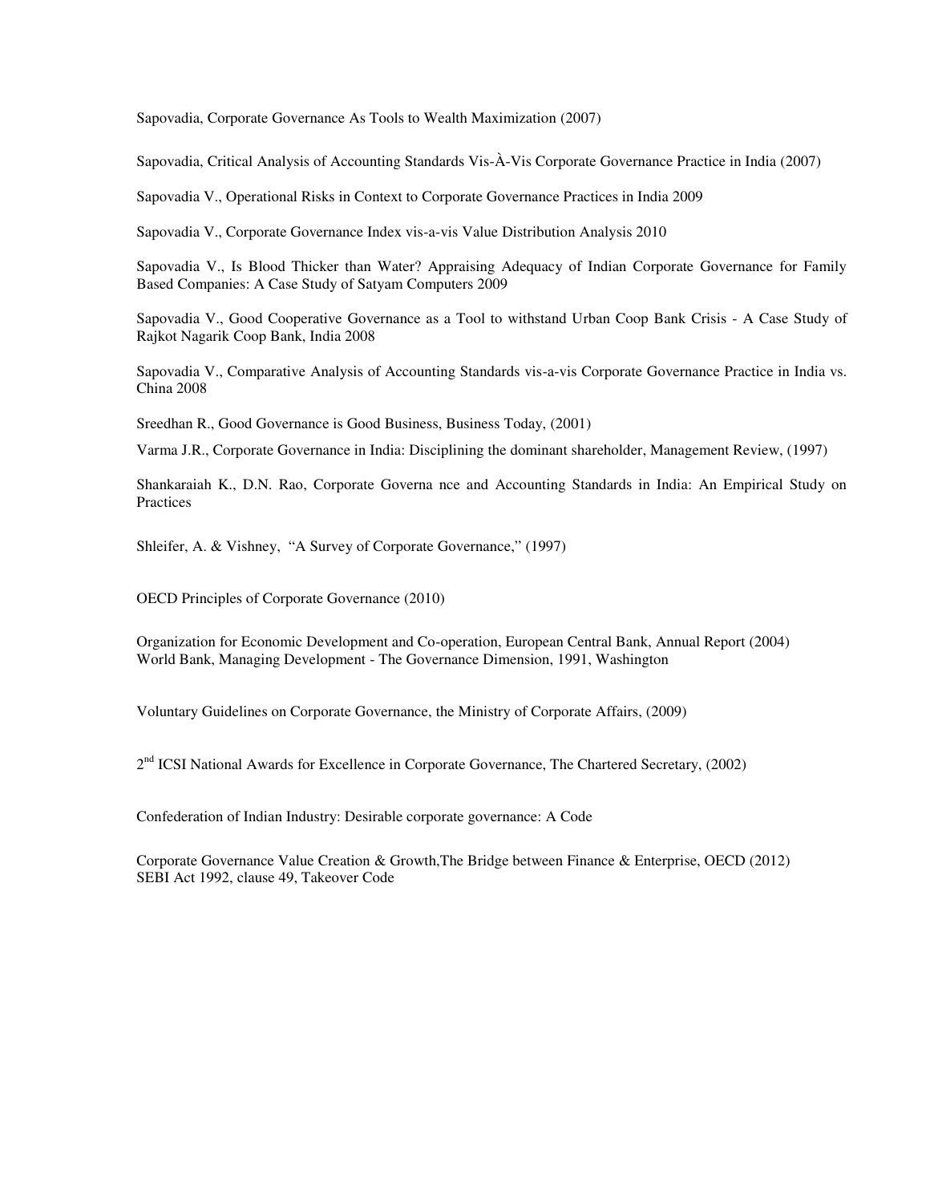Sapovadia, Corporate Governance As Tools to Wealth Maximization (2007)

Sapovadia, Critical Analysis of Accounting Standards Vis-À-Vis Corporate Governance Practice in India (2007)

Sapovadia V., Operational Risks in Context to Corporate Governance Practices in India 2009

Sapovadia V., Corporate Governance Index vis-a-vis Value Distribution Analysis 2010

Sapovadia V., Is Blood Thicker than Water? Appraising Adequacy of Indian Corporate Governance for Family Based Companies: A Case Study of Satyam Computers 2009

Sapovadia V., Good Cooperative Governance as a Tool to withstand Urban Coop Bank Crisis - A Case Study of Rajkot Nagarik Coop Bank, India 2008

Sapovadia V., Comparative Analysis of Accounting Standards vis-a-vis Corporate Governance Practice in India vs. China 2008

Sreedhan R., Good Governance is Good Business, Business Today, (2001)

Varma J.R., Corporate Governance in India: Disciplining the dominant shareholder, Management Review, (1997)

Shankaraiah K., D.N. Rao, Corporate Governa nce and Accounting Standards in India: An Empirical Study on Practices

Shleifer, A. & Vishney, "A Survey of Corporate Governance," (1997)

OECD Principles of Corporate Governance (2010)

Organization for Economic Development and Co-operation, European Central Bank, Annual Report (2004)
World Bank, Managing Development - The Governance Dimension, 1991, Washington

Voluntary Guidelines on Corporate Governance, the Ministry of Corporate Affairs, (2009)

2nd ICSI National Awards for Excellence in Corporate Governance, The Chartered Secretary, (2002)

Confederation of Indian Industry: Desirable corporate governance: A Code

Corporate Governance Value Creation & Growth,The Bridge between Finance & Enterprise, OECD (2012)
SEBI Act 1992, clause 49, Takeover Code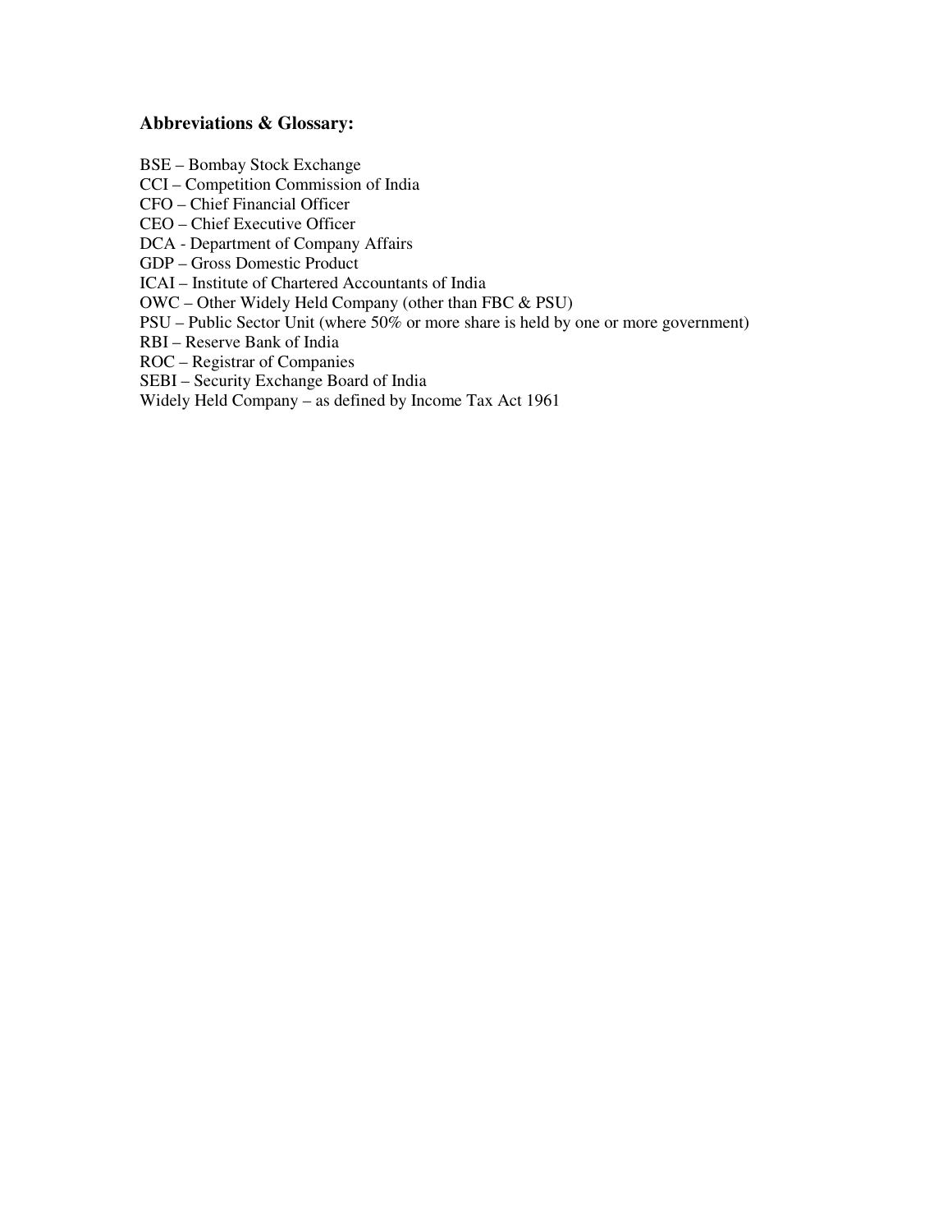### Abbreviations & Glossary:

BSE – Bombay Stock Exchange
CCI – Competition Commission of India
CFO – Chief Financial Officer
CEO – Chief Executive Officer
DCA - Department of Company Affairs
GDP – Gross Domestic Product
ICAI – Institute of Chartered Accountants of India
OWC – Other Widely Held Company (other than FBC & PSU)
PSU – Public Sector Unit (where 50% or more share is held by one or more government)
RBI – Reserve Bank of India
ROC – Registrar of Companies
SEBI – Security Exchange Board of India
Widely Held Company – as defined by Income Tax Act 1961